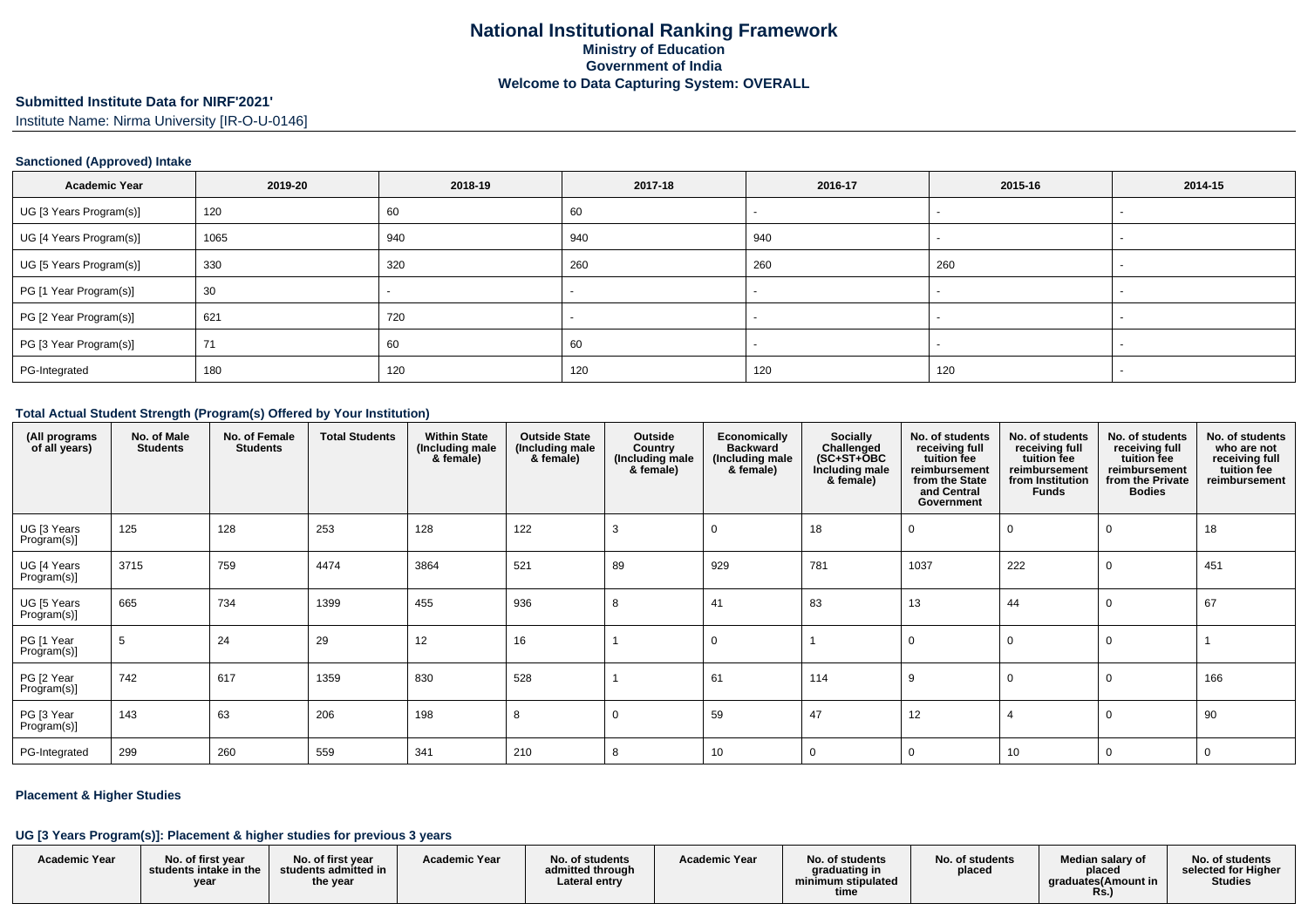# National Institutional Ranking Framework
## Ministry of Education
## Government of India
## Welcome to Data Capturing System: OVERALL

### Submitted Institute Data for NIRF'2021'

Institute Name: Nirma University [IR-O-U-0146]

#### Sanctioned (Approved) Intake

| Academic Year | 2019-20 | 2018-19 | 2017-18 | 2016-17 | 2015-16 | 2014-15 |
|---|---|---|---|---|---|---|
| UG [3 Years Program(s)] | 120 | 60 | 60 | - | - | - |
| UG [4 Years Program(s)] | 1065 | 940 | 940 | 940 | - | - |
| UG [5 Years Program(s)] | 330 | 320 | 260 | 260 | 260 | - |
| PG [1 Year Program(s)] | 30 | - | - | - | - | - |
| PG [2 Year Program(s)] | 621 | 720 | - | - | - | - |
| PG [3 Year Program(s)] | 71 | 60 | 60 | - | - | - |
| PG-Integrated | 180 | 120 | 120 | 120 | 120 | - |

#### Total Actual Student Strength (Program(s) Offered by Your Institution)

| (All programs of all years) | No. of Male Students | No. of Female Students | Total Students | Within State (Including male & female) | Outside State (Including male & female) | Outside Country (Including male & female) | Economically Backward (Including male & female) | Socially Challenged (SC+ST+OBC Including male & female) | No. of students receiving full tuition fee reimbursement from the State and Central Government | No. of students receiving full tuition fee reimbursement from Institution Funds | No. of students receiving full tuition fee reimbursement from the Private Bodies | No. of students who are not receiving full tuition fee reimbursement |
|---|---|---|---|---|---|---|---|---|---|---|---|---|
| UG [3 Years Program(s)] | 125 | 128 | 253 | 128 | 122 | 3 | 0 | 18 | 0 | 0 | 0 | 18 |
| UG [4 Years Program(s)] | 3715 | 759 | 4474 | 3864 | 521 | 89 | 929 | 781 | 1037 | 222 | 0 | 451 |
| UG [5 Years Program(s)] | 665 | 734 | 1399 | 455 | 936 | 8 | 41 | 83 | 13 | 44 | 0 | 67 |
| PG [1 Year Program(s)] | 5 | 24 | 29 | 12 | 16 | 1 | 0 | 1 | 0 | 0 | 0 | 1 |
| PG [2 Year Program(s)] | 742 | 617 | 1359 | 830 | 528 | 1 | 61 | 114 | 9 | 0 | 0 | 166 |
| PG [3 Year Program(s)] | 143 | 63 | 206 | 198 | 8 | 0 | 59 | 47 | 12 | 4 | 0 | 90 |
| PG-Integrated | 299 | 260 | 559 | 341 | 210 | 8 | 10 | 0 | 0 | 10 | 0 | 0 |

#### Placement & Higher Studies

#### UG [3 Years Program(s)]: Placement & higher studies for previous 3 years

| Academic Year | No. of first year students intake in the year | No. of first year students admitted in the year | Academic Year | No. of students admitted through Lateral entry | Academic Year | No. of students graduating in minimum stipulated time | No. of students placed | Median salary of placed graduates(Amount in Rs.) | No. of students selected for Higher Studies |
|---|---|---|---|---|---|---|---|---|---|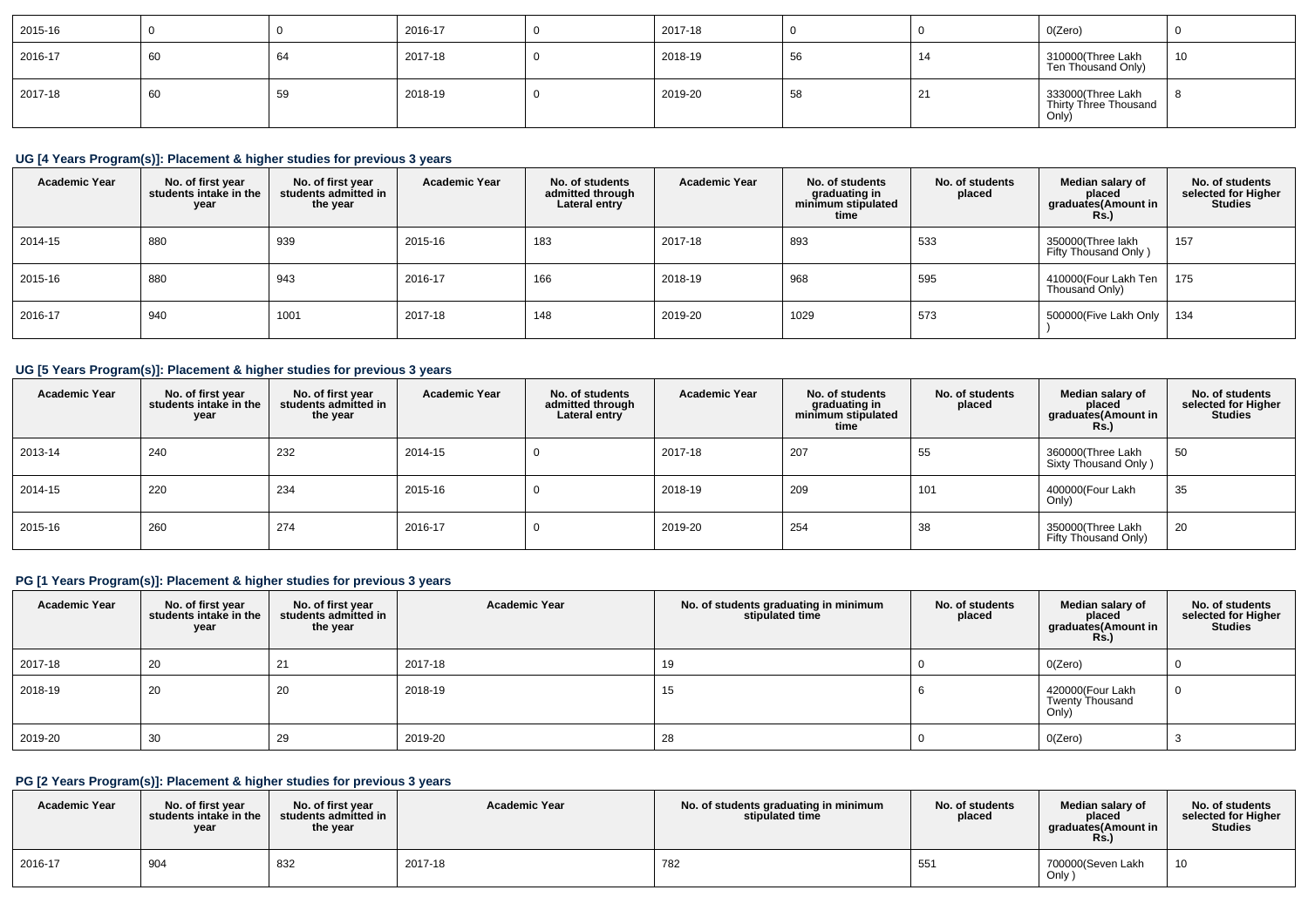| 2015-16 | 0 | 0 | 2016-17 | 0 | 2017-18 | 0 | 0 | 0(Zero) | 0 |
|---|---|---|---|---|---|---|---|---|---|
| 2016-17 | 60 | 64 | 2017-18 | 0 | 2018-19 | 56 | 14 | 310000(Three Lakh Ten Thousand Only) | 10 |
| 2017-18 | 60 | 59 | 2018-19 | 0 | 2019-20 | 58 | 21 | 333000(Three Lakh Thirty Three Thousand Only) | 8 |

### UG [4 Years Program(s)]: Placement & higher studies for previous 3 years

| Academic Year | No. of first year students intake in the year | No. of first year students admitted in the year | Academic Year | No. of students admitted through Lateral entry | Academic Year | No. of students graduating in minimum stipulated time | No. of students placed | Median salary of placed graduates(Amount in Rs.) | No. of students selected for Higher Studies |
|---|---|---|---|---|---|---|---|---|---|
| 2014-15 | 880 | 939 | 2015-16 | 183 | 2017-18 | 893 | 533 | 350000(Three lakh Fifty Thousand Only ) | 157 |
| 2015-16 | 880 | 943 | 2016-17 | 166 | 2018-19 | 968 | 595 | 410000(Four Lakh Ten Thousand Only) | 175 |
| 2016-17 | 940 | 1001 | 2017-18 | 148 | 2019-20 | 1029 | 573 | 500000(Five Lakh Only ) | 134 |

### UG [5 Years Program(s)]: Placement & higher studies for previous 3 years

| Academic Year | No. of first year students intake in the year | No. of first year students admitted in the year | Academic Year | No. of students admitted through Lateral entry | Academic Year | No. of students graduating in minimum stipulated time | No. of students placed | Median salary of placed graduates(Amount in Rs.) | No. of students selected for Higher Studies |
|---|---|---|---|---|---|---|---|---|---|
| 2013-14 | 240 | 232 | 2014-15 | 0 | 2017-18 | 207 | 55 | 360000(Three Lakh Sixty Thousand Only ) | 50 |
| 2014-15 | 220 | 234 | 2015-16 | 0 | 2018-19 | 209 | 101 | 400000(Four Lakh Only) | 35 |
| 2015-16 | 260 | 274 | 2016-17 | 0 | 2019-20 | 254 | 38 | 350000(Three Lakh Fifty Thousand Only) | 20 |

### PG [1 Years Program(s)]: Placement & higher studies for previous 3 years

| Academic Year | No. of first year students intake in the year | No. of first year students admitted in the year | Academic Year | No. of students graduating in minimum stipulated time | No. of students placed | Median salary of placed graduates(Amount in Rs.) | No. of students selected for Higher Studies |
|---|---|---|---|---|---|---|---|
| 2017-18 | 20 | 21 | 2017-18 | 19 | 0 | 0(Zero) | 0 |
| 2018-19 | 20 | 20 | 2018-19 | 15 | 6 | 420000(Four Lakh Twenty Thousand Only) | 0 |
| 2019-20 | 30 | 29 | 2019-20 | 28 | 0 | 0(Zero) | 3 |

### PG [2 Years Program(s)]: Placement & higher studies for previous 3 years

| Academic Year | No. of first year students intake in the year | No. of first year students admitted in the year | Academic Year | No. of students graduating in minimum stipulated time | No. of students placed | Median salary of placed graduates(Amount in Rs.) | No. of students selected for Higher Studies |
|---|---|---|---|---|---|---|---|
| 2016-17 | 904 | 832 | 2017-18 | 782 | 551 | 700000(Seven Lakh Only ) | 10 |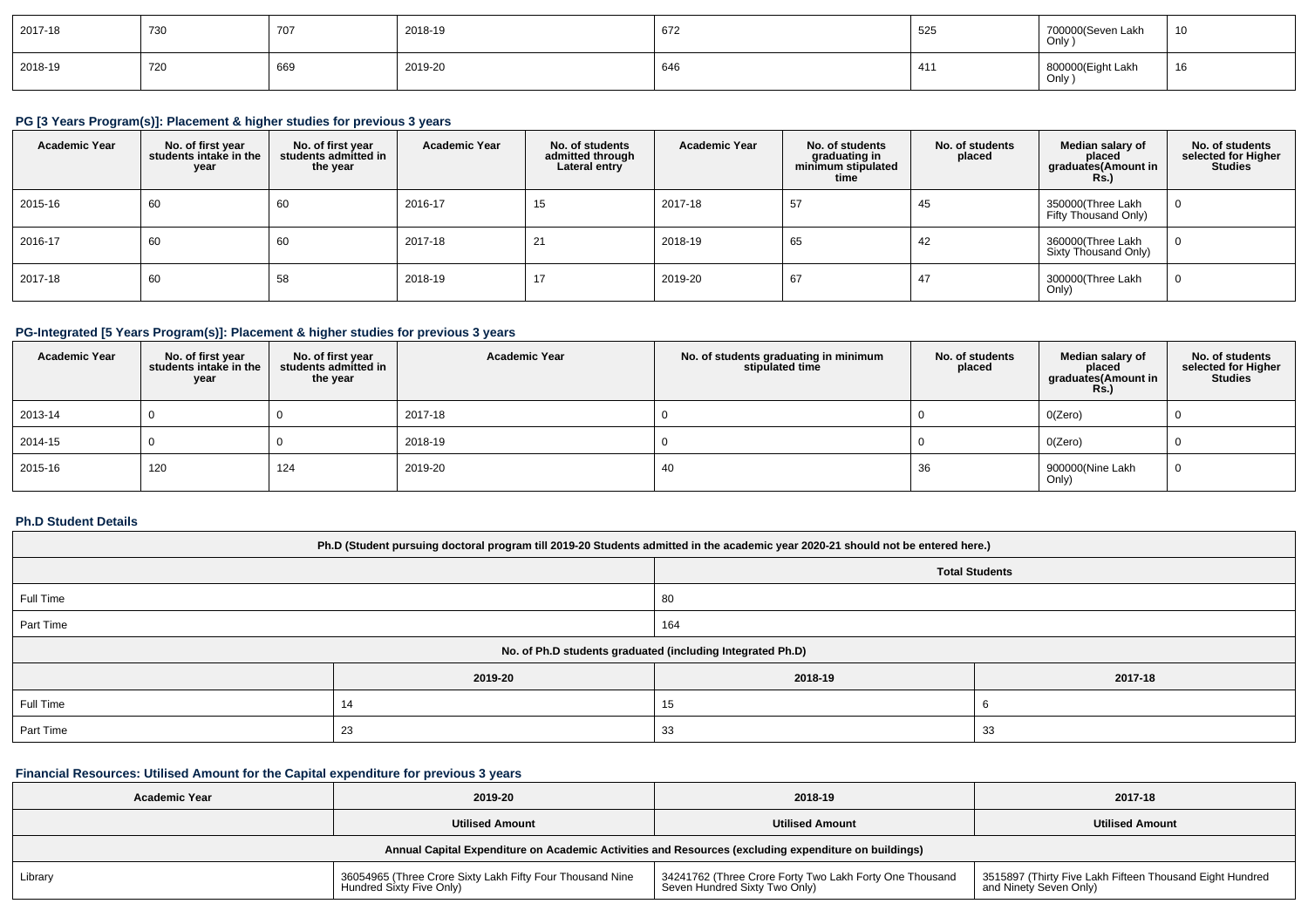| 2017-18 | 730 | 707 | 2018-19 | 672 | 525 | 700000(Seven Lakh Only ) | 10 |
|---|---|---|---|---|---|---|---|
| 2018-19 | 720 | 669 | 2019-20 | 646 | 411 | 800000(Eight Lakh Only ) | 16 |

### PG [3 Years Program(s)]: Placement & higher studies for previous 3 years

| Academic Year | No. of first year students intake in the year | No. of first year students admitted in the year | Academic Year | No. of students admitted through Lateral entry | Academic Year | No. of students graduating in minimum stipulated time | No. of students placed | Median salary of placed graduates(Amount in Rs.) | No. of students selected for Higher Studies |
|---|---|---|---|---|---|---|---|---|---|
| 2015-16 | 60 | 60 | 2016-17 | 15 | 2017-18 | 57 | 45 | 350000(Three Lakh Fifty Thousand Only) | 0 |
| 2016-17 | 60 | 60 | 2017-18 | 21 | 2018-19 | 65 | 42 | 360000(Three Lakh Sixty Thousand Only) | 0 |
| 2017-18 | 60 | 58 | 2018-19 | 17 | 2019-20 | 67 | 47 | 300000(Three Lakh Only) | 0 |

### PG-Integrated [5 Years Program(s)]: Placement & higher studies for previous 3 years

| Academic Year | No. of first year students intake in the year | No. of first year students admitted in the year | Academic Year | No. of students graduating in minimum stipulated time | No. of students placed | Median salary of placed graduates(Amount in Rs.) | No. of students selected for Higher Studies |
|---|---|---|---|---|---|---|---|
| 2013-14 | 0 | 0 | 2017-18 | 0 | 0 | 0(Zero) | 0 |
| 2014-15 | 0 | 0 | 2018-19 | 0 | 0 | 0(Zero) | 0 |
| 2015-16 | 120 | 124 | 2019-20 | 40 | 36 | 900000(Nine Lakh Only) | 0 |

### Ph.D Student Details

| Ph.D (Student pursuing doctoral program till 2019-20 Students admitted in the academic year 2020-21 should not be entered here.) | | | |
|---|---|---|---|
| | | Total Students | |
| Full Time | | 80 | |
| Part Time | | 164 | |
| No. of Ph.D students graduated (including Integrated Ph.D) | | | |
| | 2019-20 | 2018-19 | 2017-18 |
| Full Time | 14 | 15 | 6 |
| Part Time | 23 | 33 | 33 |

### Financial Resources: Utilised Amount for the Capital expenditure for previous 3 years

| Academic Year | 2019-20 | 2018-19 | 2017-18 |
|---|---|---|---|
| | Utilised Amount | Utilised Amount | Utilised Amount |
| Annual Capital Expenditure on Academic Activities and Resources (excluding expenditure on buildings) | | | |
| Library | 36054965 (Three Crore Sixty Lakh Fifty Four Thousand Nine Hundred Sixty Five Only) | 34241762 (Three Crore Forty Two Lakh Forty One Thousand Seven Hundred Sixty Two Only) | 3515897 (Thirty Five Lakh Fifteen Thousand Eight Hundred and Ninety Seven Only) |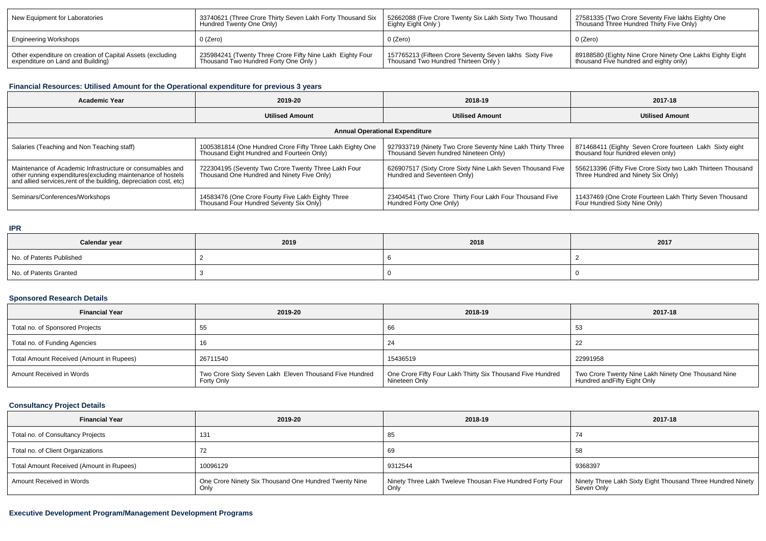| New Equipment for Laboratories | 33740621 (Three Crore Thirty Seven Lakh Forty Thousand Six Hundred Twenty One Only) | 52662088 (Five Crore Twenty Six Lakh Sixty Two Thousand Eighty Eight Only ) | 27581335 (Two Crore Seventy Five lakhs Eighty One Thousand Three Hundred Thirty Five Only) |
|---|---|---|---|
| Engineering Workshops | 0 (Zero) | 0 (Zero) | 0 (Zero) |
| Other expenditure on creation of Capital Assets (excluding expenditure on Land and Building) | 235984241 (Twenty Three Crore Fifty Nine Lakh Eighty Four Thousand Two Hundred Forty One Only ) | 157765213 (Fifteen Crore Seventy Seven lakhs Sixty Five Thousand Two Hundred Thirteen Only ) | 89188580 (Eighty Nine Crore Ninety One Lakhs Eighty Eight thousand Five hundred and eighty only) |

### Financial Resources: Utilised Amount for the Operational expenditure for previous 3 years

| Academic Year | 2019-20 | 2018-19 | 2017-18 |
|---|---|---|---|
| | Utilised Amount | Utilised Amount | Utilised Amount |
| Annual Operational Expenditure | | | |
| Salaries (Teaching and Non Teaching staff) | 1005381814 (One Hundred Crore Fifty Three Lakh Eighty One Thousand Eight Hundred and Fourteen Only) | 927933719 (Ninety Two Crore Seventy Nine Lakh Thirty Three Thousand Seven hundred Nineteen Only) | 871468411 (Eighty Seven Crore fourteen Lakh Sixty eight thousand four hundred eleven only) |
| Maintenance of Academic Infrastructure or consumables and other running expenditures(excluding maintenance of hostels and allied services,rent of the building, depreciation cost, etc) | 722304195 (Seventy Two Crore Twenty Three Lakh Four Thousand One Hundred and Ninety Five Only) | 626907517 (Sixty Crore Sixty Nine Lakh Seven Thousand Five Hundred and Seventeen Only) | 556213396 (Fifty Five Crore Sixty two Lakh Thirteen Thousand Three Hundred and Ninety Six Only) |
| Seminars/Conferences/Workshops | 14583476 (One Crore Fourty Five Lakh Eighty Three Thousand Four Hundred Seventy Six Only) | 23404541 (Two Crore Thirty Four Lakh Four Thousand Five Hundred Forty One Only) | 11437469 (One Crote Fourteen Lakh Thirty Seven Thousand Four Hundred Sixty Nine Only) |

### IPR

| Calendar year | 2019 | 2018 | 2017 |
|---|---|---|---|
| No. of Patents Published | 2 | 6 | 2 |
| No. of Patents Granted | 3 | 0 | 0 |

### Sponsored Research Details

| Financial Year | 2019-20 | 2018-19 | 2017-18 |
|---|---|---|---|
| Total no. of Sponsored Projects | 55 | 66 | 53 |
| Total no. of Funding Agencies | 16 | 24 | 22 |
| Total Amount Received (Amount in Rupees) | 26711540 | 15436519 | 22991958 |
| Amount Received in Words | Two Crore Sixty Seven Lakh Eleven Thousand Five Hundred Forty Only | One Crore Fifty Four Lakh Thirty Six Thousand Five Hundred Nineteen Only | Two Crore Twenty Nine Lakh Ninety One Thousand Nine Hundred andFifty Eight Only |

### Consultancy Project Details

| Financial Year | 2019-20 | 2018-19 | 2017-18 |
|---|---|---|---|
| Total no. of Consultancy Projects | 131 | 85 | 74 |
| Total no. of Client Organizations | 72 | 69 | 58 |
| Total Amount Received (Amount in Rupees) | 10096129 | 9312544 | 9368397 |
| Amount Received in Words | One Crore Ninety Six Thousand One Hundred Twenty Nine Only | Ninety Three Lakh Tweleve Thousan Five Hundred Forty Four Only | Ninety Three Lakh Sixty Eight Thousand Three Hundred Ninety Seven Only |

### Executive Development Program/Management Development Programs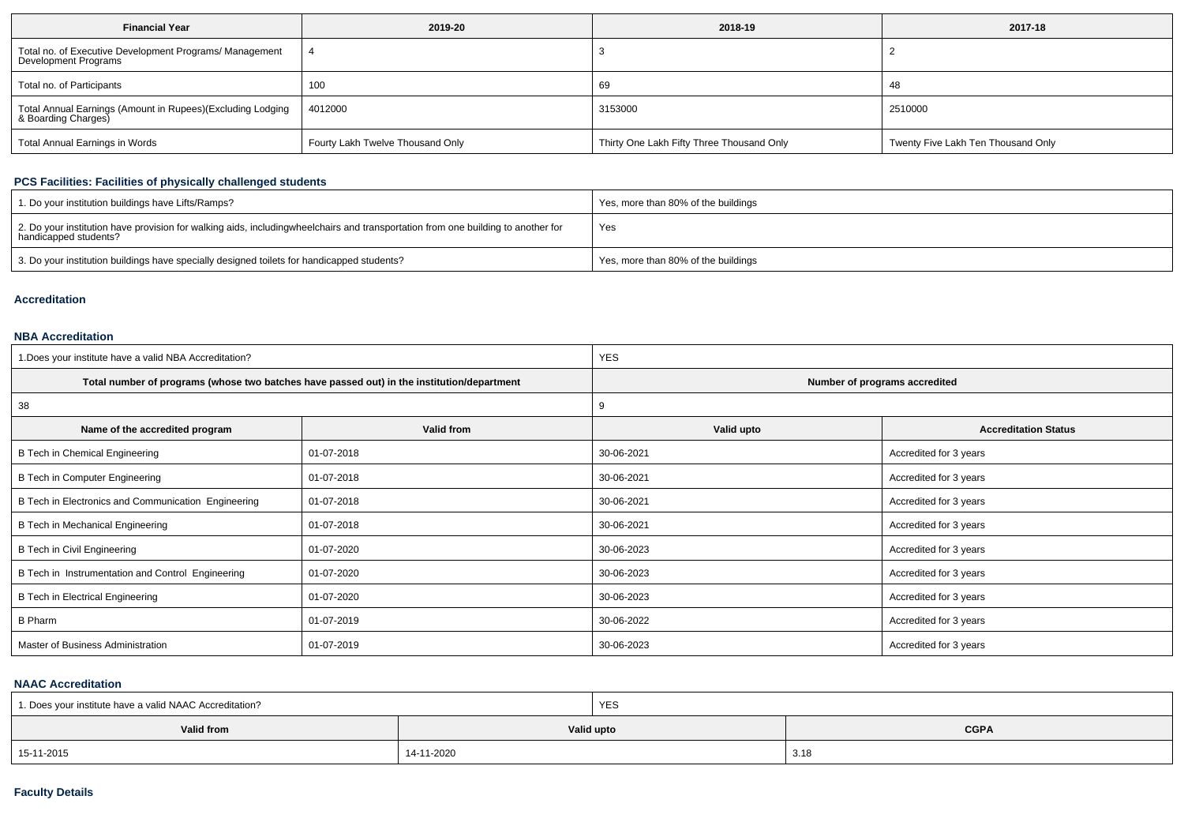| Financial Year | 2019-20 | 2018-19 | 2017-18 |
|---|---|---|---|
| Total no. of Executive Development Programs/ Management Development Programs | 4 | 3 | 2 |
| Total no. of Participants | 100 | 69 | 48 |
| Total Annual Earnings (Amount in Rupees)(Excluding Lodging & Boarding Charges) | 4012000 | 3153000 | 2510000 |
| Total Annual Earnings in Words | Fourty Lakh Twelve Thousand Only | Thirty One Lakh Fifty Three Thousand Only | Twenty Five Lakh Ten Thousand Only |

## PCS Facilities: Facilities of physically challenged students

| | |
|---|---|
| 1. Do your institution buildings have Lifts/Ramps? | Yes, more than 80% of the buildings |
| 2. Do your institution have provision for walking aids, includingwheelchairs and transportation from one building to another for handicapped students? | Yes |
| 3. Do your institution buildings have specially designed toilets for handicapped students? | Yes, more than 80% of the buildings |

## Accreditation

### NBA Accreditation

| 1.Does your institute have a valid NBA Accreditation? | | YES | |
|---|---|---|---|
| **Total number of programs (whose two batches have passed out) in the institution/department** | | **Number of programs accredited** | |
| 38 | | 9 | |
| **Name of the accredited program** | **Valid from** | **Valid upto** | **Accreditation Status** |
| B Tech in Chemical Engineering | 01-07-2018 | 30-06-2021 | Accredited for 3 years |
| B Tech in Computer Engineering | 01-07-2018 | 30-06-2021 | Accredited for 3 years |
| B Tech in Electronics and Communication Engineering | 01-07-2018 | 30-06-2021 | Accredited for 3 years |
| B Tech in Mechanical Engineering | 01-07-2018 | 30-06-2021 | Accredited for 3 years |
| B Tech in Civil Engineering | 01-07-2020 | 30-06-2023 | Accredited for 3 years |
| B Tech in Instrumentation and Control Engineering | 01-07-2020 | 30-06-2023 | Accredited for 3 years |
| B Tech in Electrical Engineering | 01-07-2020 | 30-06-2023 | Accredited for 3 years |
| B Pharm | 01-07-2019 | 30-06-2022 | Accredited for 3 years |
| Master of Business Administration | 01-07-2019 | 30-06-2023 | Accredited for 3 years |

### NAAC Accreditation

| 1. Does your institute have a valid NAAC Accreditation? | YES | |
|---|---|---|
| **Valid from** | **Valid upto** | **CGPA** |
| 15-11-2015 | 14-11-2020 | 3.18 |

## Faculty Details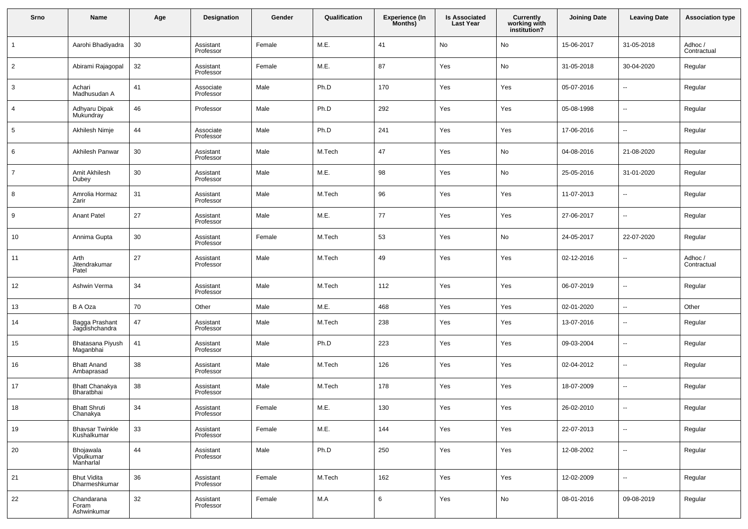| Srno | Name | Age | Designation | Gender | Qualification | Experience (In Months) | Is Associated Last Year | Currently working with institution? | Joining Date | Leaving Date | Association type |
|---|---|---|---|---|---|---|---|---|---|---|---|
| 1 | Aarohi Bhadiyadra | 30 | Assistant Professor | Female | M.E. | 41 | No | No | 15-06-2017 | 31-05-2018 | Adhoc / Contractual |
| 2 | Abirami Rajagopal | 32 | Assistant Professor | Female | M.E. | 87 | Yes | No | 31-05-2018 | 30-04-2020 | Regular |
| 3 | Achari Madhusudan A | 41 | Associate Professor | Male | Ph.D | 170 | Yes | Yes | 05-07-2016 | -- | Regular |
| 4 | Adhyaru Dipak Mukundray | 46 | Professor | Male | Ph.D | 292 | Yes | Yes | 05-08-1998 | -- | Regular |
| 5 | Akhilesh Nimje | 44 | Associate Professor | Male | Ph.D | 241 | Yes | Yes | 17-06-2016 | -- | Regular |
| 6 | Akhilesh Panwar | 30 | Assistant Professor | Male | M.Tech | 47 | Yes | No | 04-08-2016 | 21-08-2020 | Regular |
| 7 | Amit Akhilesh Dubey | 30 | Assistant Professor | Male | M.E. | 98 | Yes | No | 25-05-2016 | 31-01-2020 | Regular |
| 8 | Amrolia Hormaz Zarir | 31 | Assistant Professor | Male | M.Tech | 96 | Yes | Yes | 11-07-2013 | -- | Regular |
| 9 | Anant Patel | 27 | Assistant Professor | Male | M.E. | 77 | Yes | Yes | 27-06-2017 | -- | Regular |
| 10 | Annima Gupta | 30 | Assistant Professor | Female | M.Tech | 53 | Yes | No | 24-05-2017 | 22-07-2020 | Regular |
| 11 | Arth Jitendrakumar Patel | 27 | Assistant Professor | Male | M.Tech | 49 | Yes | Yes | 02-12-2016 | -- | Adhoc / Contractual |
| 12 | Ashwin Verma | 34 | Assistant Professor | Male | M.Tech | 112 | Yes | Yes | 06-07-2019 | -- | Regular |
| 13 | B A Oza | 70 | Other | Male | M.E. | 468 | Yes | Yes | 02-01-2020 | -- | Other |
| 14 | Bagga Prashant Jagdishchandra | 47 | Assistant Professor | Male | M.Tech | 238 | Yes | Yes | 13-07-2016 | -- | Regular |
| 15 | Bhatasana Piyush Maganbhai | 41 | Assistant Professor | Male | Ph.D | 223 | Yes | Yes | 09-03-2004 | -- | Regular |
| 16 | Bhatt Anand Ambaprasad | 38 | Assistant Professor | Male | M.Tech | 126 | Yes | Yes | 02-04-2012 | -- | Regular |
| 17 | Bhatt Chanakya Bharatbhai | 38 | Assistant Professor | Male | M.Tech | 178 | Yes | Yes | 18-07-2009 | -- | Regular |
| 18 | Bhatt Shruti Chanakya | 34 | Assistant Professor | Female | M.E. | 130 | Yes | Yes | 26-02-2010 | -- | Regular |
| 19 | Bhavsar Twinkle Kushalkumar | 33 | Assistant Professor | Female | M.E. | 144 | Yes | Yes | 22-07-2013 | -- | Regular |
| 20 | Bhojawala Vipulkumar Manharlal | 44 | Assistant Professor | Male | Ph.D | 250 | Yes | Yes | 12-08-2002 | -- | Regular |
| 21 | Bhut Vidita Dharmeshkumar | 36 | Assistant Professor | Female | M.Tech | 162 | Yes | Yes | 12-02-2009 | -- | Regular |
| 22 | Chandarana Foram Ashwinkumar | 32 | Assistant Professor | Female | M.A | 6 | Yes | No | 08-01-2016 | 09-08-2019 | Regular |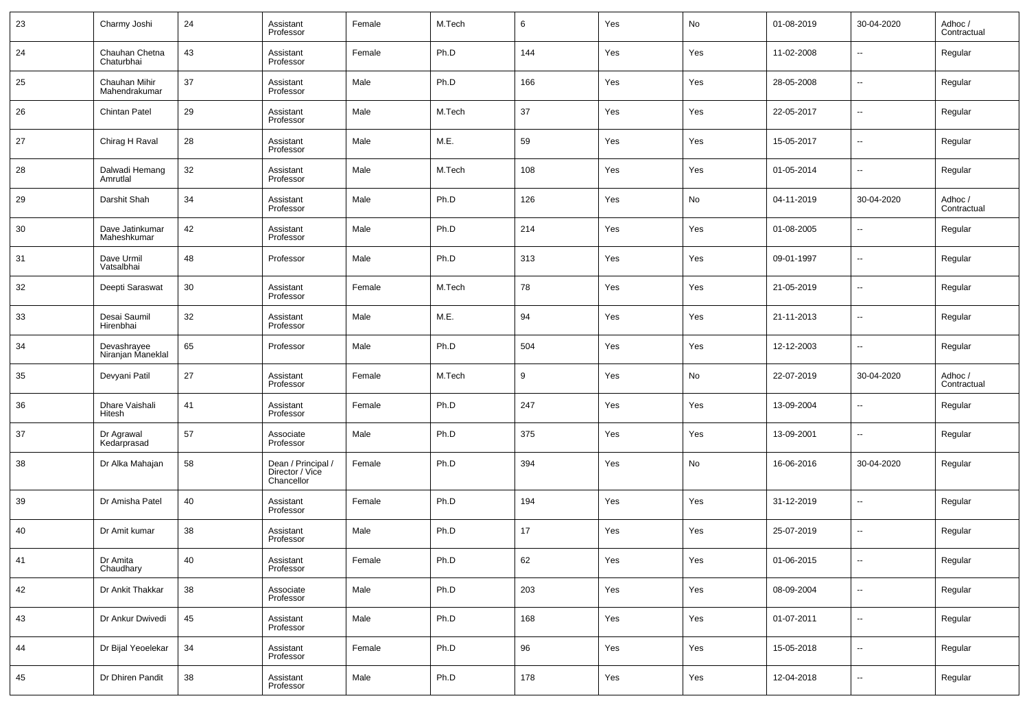| 23 | Charmy Joshi | 24 | Assistant Professor | Female | M.Tech | 6 | Yes | No | 01-08-2019 | 30-04-2020 | Adhoc / Contractual |
|---|---|---|---|---|---|---|---|---|---|---|---|
| 24 | Chauhan Chetna Chaturbhai | 43 | Assistant Professor | Female | Ph.D | 144 | Yes | Yes | 11-02-2008 | -- | Regular |
| 25 | Chauhan Mihir Mahendrakumar | 37 | Assistant Professor | Male | Ph.D | 166 | Yes | Yes | 28-05-2008 | -- | Regular |
| 26 | Chintan Patel | 29 | Assistant Professor | Male | M.Tech | 37 | Yes | Yes | 22-05-2017 | -- | Regular |
| 27 | Chirag H Raval | 28 | Assistant Professor | Male | M.E. | 59 | Yes | Yes | 15-05-2017 | -- | Regular |
| 28 | Dalwadi Hemang Amrutlal | 32 | Assistant Professor | Male | M.Tech | 108 | Yes | Yes | 01-05-2014 | -- | Regular |
| 29 | Darshit Shah | 34 | Assistant Professor | Male | Ph.D | 126 | Yes | No | 04-11-2019 | 30-04-2020 | Adhoc / Contractual |
| 30 | Dave Jatinkumar Maheshkumar | 42 | Assistant Professor | Male | Ph.D | 214 | Yes | Yes | 01-08-2005 | -- | Regular |
| 31 | Dave Urmil Vatsalbhai | 48 | Professor | Male | Ph.D | 313 | Yes | Yes | 09-01-1997 | -- | Regular |
| 32 | Deepti Saraswat | 30 | Assistant Professor | Female | M.Tech | 78 | Yes | Yes | 21-05-2019 | -- | Regular |
| 33 | Desai Saumil Hirenbhai | 32 | Assistant Professor | Male | M.E. | 94 | Yes | Yes | 21-11-2013 | -- | Regular |
| 34 | Devashrayee Niranjan Maneklal | 65 | Professor | Male | Ph.D | 504 | Yes | Yes | 12-12-2003 | -- | Regular |
| 35 | Devyani Patil | 27 | Assistant Professor | Female | M.Tech | 9 | Yes | No | 22-07-2019 | 30-04-2020 | Adhoc / Contractual |
| 36 | Dhare Vaishali Hitesh | 41 | Assistant Professor | Female | Ph.D | 247 | Yes | Yes | 13-09-2004 | -- | Regular |
| 37 | Dr Agrawal Kedarprasad | 57 | Associate Professor | Male | Ph.D | 375 | Yes | Yes | 13-09-2001 | -- | Regular |
| 38 | Dr Alka Mahajan | 58 | Dean / Principal / Director / Vice Chancellor | Female | Ph.D | 394 | Yes | No | 16-06-2016 | 30-04-2020 | Regular |
| 39 | Dr Amisha Patel | 40 | Assistant Professor | Female | Ph.D | 194 | Yes | Yes | 31-12-2019 | -- | Regular |
| 40 | Dr Amit kumar | 38 | Assistant Professor | Male | Ph.D | 17 | Yes | Yes | 25-07-2019 | -- | Regular |
| 41 | Dr Amita Chaudhary | 40 | Assistant Professor | Female | Ph.D | 62 | Yes | Yes | 01-06-2015 | -- | Regular |
| 42 | Dr Ankit Thakkar | 38 | Associate Professor | Male | Ph.D | 203 | Yes | Yes | 08-09-2004 | -- | Regular |
| 43 | Dr Ankur Dwivedi | 45 | Assistant Professor | Male | Ph.D | 168 | Yes | Yes | 01-07-2011 | -- | Regular |
| 44 | Dr Bijal Yeoelekar | 34 | Assistant Professor | Female | Ph.D | 96 | Yes | Yes | 15-05-2018 | -- | Regular |
| 45 | Dr Dhiren Pandit | 38 | Assistant Professor | Male | Ph.D | 178 | Yes | Yes | 12-04-2018 | -- | Regular |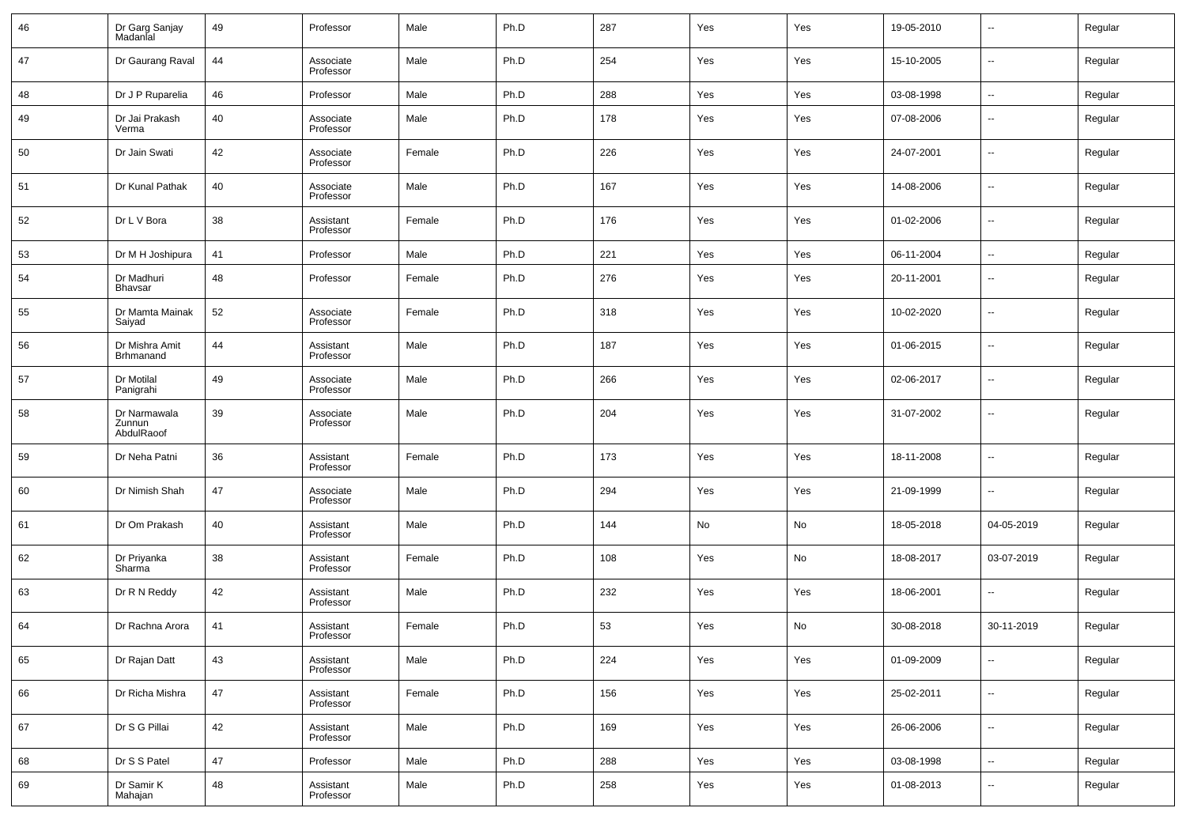| 46 | Dr Garg Sanjay Madanlal | 49 | Professor | Male | Ph.D | 287 | Yes | Yes | 19-05-2010 | -- | Regular |
|---|---|---|---|---|---|---|---|---|---|---|---|
| 47 | Dr Gaurang Raval | 44 | Associate Professor | Male | Ph.D | 254 | Yes | Yes | 15-10-2005 | -- | Regular |
| 48 | Dr J P Ruparelia | 46 | Professor | Male | Ph.D | 288 | Yes | Yes | 03-08-1998 | -- | Regular |
| 49 | Dr Jai Prakash Verma | 40 | Associate Professor | Male | Ph.D | 178 | Yes | Yes | 07-08-2006 | -- | Regular |
| 50 | Dr Jain Swati | 42 | Associate Professor | Female | Ph.D | 226 | Yes | Yes | 24-07-2001 | -- | Regular |
| 51 | Dr Kunal Pathak | 40 | Associate Professor | Male | Ph.D | 167 | Yes | Yes | 14-08-2006 | -- | Regular |
| 52 | Dr L V Bora | 38 | Assistant Professor | Female | Ph.D | 176 | Yes | Yes | 01-02-2006 | -- | Regular |
| 53 | Dr M H Joshipura | 41 | Professor | Male | Ph.D | 221 | Yes | Yes | 06-11-2004 | -- | Regular |
| 54 | Dr Madhuri Bhavsar | 48 | Professor | Female | Ph.D | 276 | Yes | Yes | 20-11-2001 | -- | Regular |
| 55 | Dr Mamta Mainak Saiyad | 52 | Associate Professor | Female | Ph.D | 318 | Yes | Yes | 10-02-2020 | -- | Regular |
| 56 | Dr Mishra Amit Brhmanand | 44 | Assistant Professor | Male | Ph.D | 187 | Yes | Yes | 01-06-2015 | -- | Regular |
| 57 | Dr Motilal Panigrahi | 49 | Associate Professor | Male | Ph.D | 266 | Yes | Yes | 02-06-2017 | -- | Regular |
| 58 | Dr Narmawala Zunnun AbdulRaoof | 39 | Associate Professor | Male | Ph.D | 204 | Yes | Yes | 31-07-2002 | -- | Regular |
| 59 | Dr Neha Patni | 36 | Assistant Professor | Female | Ph.D | 173 | Yes | Yes | 18-11-2008 | -- | Regular |
| 60 | Dr Nimish Shah | 47 | Associate Professor | Male | Ph.D | 294 | Yes | Yes | 21-09-1999 | -- | Regular |
| 61 | Dr Om Prakash | 40 | Assistant Professor | Male | Ph.D | 144 | No | No | 18-05-2018 | 04-05-2019 | Regular |
| 62 | Dr Priyanka Sharma | 38 | Assistant Professor | Female | Ph.D | 108 | Yes | No | 18-08-2017 | 03-07-2019 | Regular |
| 63 | Dr R N Reddy | 42 | Assistant Professor | Male | Ph.D | 232 | Yes | Yes | 18-06-2001 | -- | Regular |
| 64 | Dr Rachna Arora | 41 | Assistant Professor | Female | Ph.D | 53 | Yes | No | 30-08-2018 | 30-11-2019 | Regular |
| 65 | Dr Rajan Datt | 43 | Assistant Professor | Male | Ph.D | 224 | Yes | Yes | 01-09-2009 | -- | Regular |
| 66 | Dr Richa Mishra | 47 | Assistant Professor | Female | Ph.D | 156 | Yes | Yes | 25-02-2011 | -- | Regular |
| 67 | Dr S G Pillai | 42 | Assistant Professor | Male | Ph.D | 169 | Yes | Yes | 26-06-2006 | -- | Regular |
| 68 | Dr S S Patel | 47 | Professor | Male | Ph.D | 288 | Yes | Yes | 03-08-1998 | -- | Regular |
| 69 | Dr Samir K Mahajan | 48 | Assistant Professor | Male | Ph.D | 258 | Yes | Yes | 01-08-2013 | -- | Regular |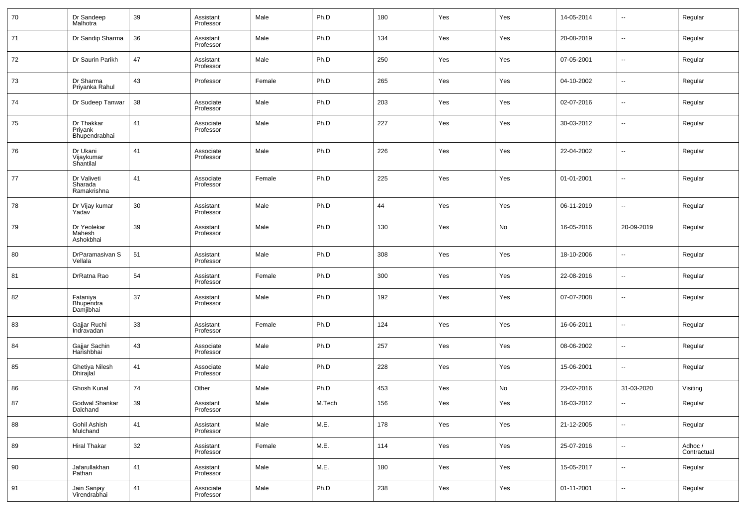| 70 | Dr Sandeep Malhotra | 39 | Assistant Professor | Male | Ph.D | 180 | Yes | Yes | 14-05-2014 | -- | Regular |
|---|---|---|---|---|---|---|---|---|---|---|---|
| 71 | Dr Sandip Sharma | 36 | Assistant Professor | Male | Ph.D | 134 | Yes | Yes | 20-08-2019 | -- | Regular |
| 72 | Dr Saurin Parikh | 47 | Assistant Professor | Male | Ph.D | 250 | Yes | Yes | 07-05-2001 | -- | Regular |
| 73 | Dr Sharma Priyanka Rahul | 43 | Professor | Female | Ph.D | 265 | Yes | Yes | 04-10-2002 | -- | Regular |
| 74 | Dr Sudeep Tanwar | 38 | Associate Professor | Male | Ph.D | 203 | Yes | Yes | 02-07-2016 | -- | Regular |
| 75 | Dr Thakkar Priyank Bhupendrabhai | 41 | Associate Professor | Male | Ph.D | 227 | Yes | Yes | 30-03-2012 | -- | Regular |
| 76 | Dr Ukani Vijaykumar Shantilal | 41 | Associate Professor | Male | Ph.D | 226 | Yes | Yes | 22-04-2002 | -- | Regular |
| 77 | Dr Valiveti Sharada Ramakrishna | 41 | Associate Professor | Female | Ph.D | 225 | Yes | Yes | 01-01-2001 | -- | Regular |
| 78 | Dr Vijay kumar Yadav | 30 | Assistant Professor | Male | Ph.D | 44 | Yes | Yes | 06-11-2019 | -- | Regular |
| 79 | Dr Yeolekar Mahesh Ashokbhai | 39 | Assistant Professor | Male | Ph.D | 130 | Yes | No | 16-05-2016 | 20-09-2019 | Regular |
| 80 | DrParamasivan S Vellala | 51 | Assistant Professor | Male | Ph.D | 308 | Yes | Yes | 18-10-2006 | -- | Regular |
| 81 | DrRatna Rao | 54 | Assistant Professor | Female | Ph.D | 300 | Yes | Yes | 22-08-2016 | -- | Regular |
| 82 | Fataniya Bhupendra Damjibhai | 37 | Assistant Professor | Male | Ph.D | 192 | Yes | Yes | 07-07-2008 | -- | Regular |
| 83 | Gajjar Ruchi Indravadan | 33 | Assistant Professor | Female | Ph.D | 124 | Yes | Yes | 16-06-2011 | -- | Regular |
| 84 | Gajjar Sachin Harishbhai | 43 | Associate Professor | Male | Ph.D | 257 | Yes | Yes | 08-06-2002 | -- | Regular |
| 85 | Ghetiya Nilesh Dhirajlal | 41 | Associate Professor | Male | Ph.D | 228 | Yes | Yes | 15-06-2001 | -- | Regular |
| 86 | Ghosh Kunal | 74 | Other | Male | Ph.D | 453 | Yes | No | 23-02-2016 | 31-03-2020 | Visiting |
| 87 | Godwal Shankar Dalchand | 39 | Assistant Professor | Male | M.Tech | 156 | Yes | Yes | 16-03-2012 | -- | Regular |
| 88 | Gohil Ashish Mulchand | 41 | Assistant Professor | Male | M.E. | 178 | Yes | Yes | 21-12-2005 | -- | Regular |
| 89 | Hiral Thakar | 32 | Assistant Professor | Female | M.E. | 114 | Yes | Yes | 25-07-2016 | -- | Adhoc / Contractual |
| 90 | Jafarullakhan Pathan | 41 | Assistant Professor | Male | M.E. | 180 | Yes | Yes | 15-05-2017 | -- | Regular |
| 91 | Jain Sanjay Virendrabhai | 41 | Associate Professor | Male | Ph.D | 238 | Yes | Yes | 01-11-2001 | -- | Regular |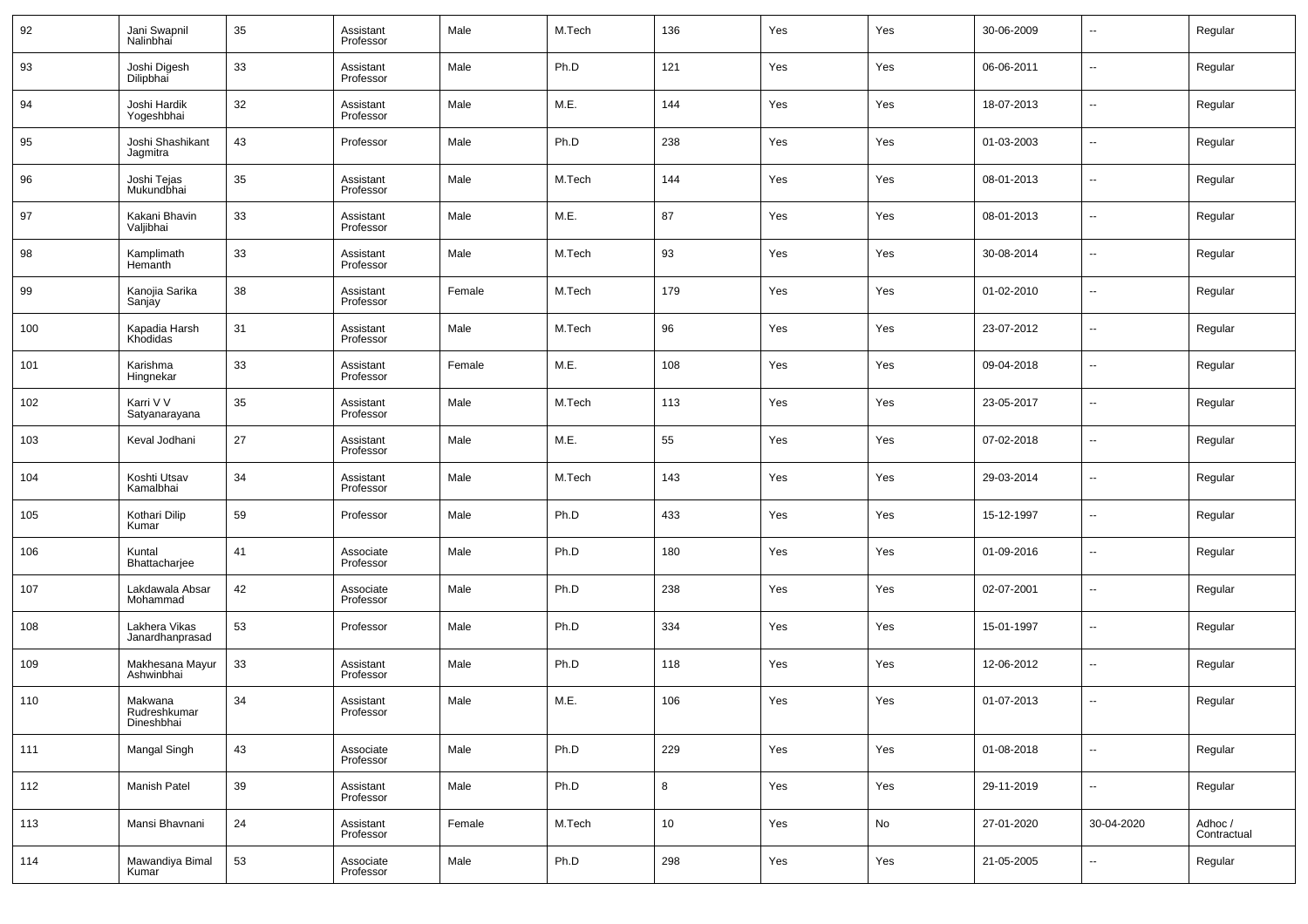| 92 | Jani Swapnil Nalinbhai | 35 | Assistant Professor | Male | M.Tech | 136 | Yes | Yes | 30-06-2009 | -- | Regular |
|---|---|---|---|---|---|---|---|---|---|---|---|
| 93 | Joshi Digesh Dilipbhai | 33 | Assistant Professor | Male | Ph.D | 121 | Yes | Yes | 06-06-2011 | -- | Regular |
| 94 | Joshi Hardik Yogeshbhai | 32 | Assistant Professor | Male | M.E. | 144 | Yes | Yes | 18-07-2013 | -- | Regular |
| 95 | Joshi Shashikant Jagmitra | 43 | Professor | Male | Ph.D | 238 | Yes | Yes | 01-03-2003 | -- | Regular |
| 96 | Joshi Tejas Mukundbhai | 35 | Assistant Professor | Male | M.Tech | 144 | Yes | Yes | 08-01-2013 | -- | Regular |
| 97 | Kakani Bhavin Valjibhai | 33 | Assistant Professor | Male | M.E. | 87 | Yes | Yes | 08-01-2013 | -- | Regular |
| 98 | Kamplimath Hemanth | 33 | Assistant Professor | Male | M.Tech | 93 | Yes | Yes | 30-08-2014 | -- | Regular |
| 99 | Kanojia Sarika Sanjay | 38 | Assistant Professor | Female | M.Tech | 179 | Yes | Yes | 01-02-2010 | -- | Regular |
| 100 | Kapadia Harsh Khodidas | 31 | Assistant Professor | Male | M.Tech | 96 | Yes | Yes | 23-07-2012 | -- | Regular |
| 101 | Karishma Hingnekar | 33 | Assistant Professor | Female | M.E. | 108 | Yes | Yes | 09-04-2018 | -- | Regular |
| 102 | Karri V V Satyanarayana | 35 | Assistant Professor | Male | M.Tech | 113 | Yes | Yes | 23-05-2017 | -- | Regular |
| 103 | Keval Jodhani | 27 | Assistant Professor | Male | M.E. | 55 | Yes | Yes | 07-02-2018 | -- | Regular |
| 104 | Koshti Utsav Kamalbhai | 34 | Assistant Professor | Male | M.Tech | 143 | Yes | Yes | 29-03-2014 | -- | Regular |
| 105 | Kothari Dilip Kumar | 59 | Professor | Male | Ph.D | 433 | Yes | Yes | 15-12-1997 | -- | Regular |
| 106 | Kuntal Bhattacharjee | 41 | Associate Professor | Male | Ph.D | 180 | Yes | Yes | 01-09-2016 | -- | Regular |
| 107 | Lakdawala Absar Mohammad | 42 | Associate Professor | Male | Ph.D | 238 | Yes | Yes | 02-07-2001 | -- | Regular |
| 108 | Lakhera Vikas Janardhanprasad | 53 | Professor | Male | Ph.D | 334 | Yes | Yes | 15-01-1997 | -- | Regular |
| 109 | Makhesana Mayur Ashwinbhai | 33 | Assistant Professor | Male | Ph.D | 118 | Yes | Yes | 12-06-2012 | -- | Regular |
| 110 | Makwana Rudreshkumar Dineshbhai | 34 | Assistant Professor | Male | M.E. | 106 | Yes | Yes | 01-07-2013 | -- | Regular |
| 111 | Mangal Singh | 43 | Associate Professor | Male | Ph.D | 229 | Yes | Yes | 01-08-2018 | -- | Regular |
| 112 | Manish Patel | 39 | Assistant Professor | Male | Ph.D | 8 | Yes | Yes | 29-11-2019 | -- | Regular |
| 113 | Mansi Bhavnani | 24 | Assistant Professor | Female | M.Tech | 10 | Yes | No | 27-01-2020 | 30-04-2020 | Adhoc / Contractual |
| 114 | Mawandiya Bimal Kumar | 53 | Associate Professor | Male | Ph.D | 298 | Yes | Yes | 21-05-2005 | -- | Regular |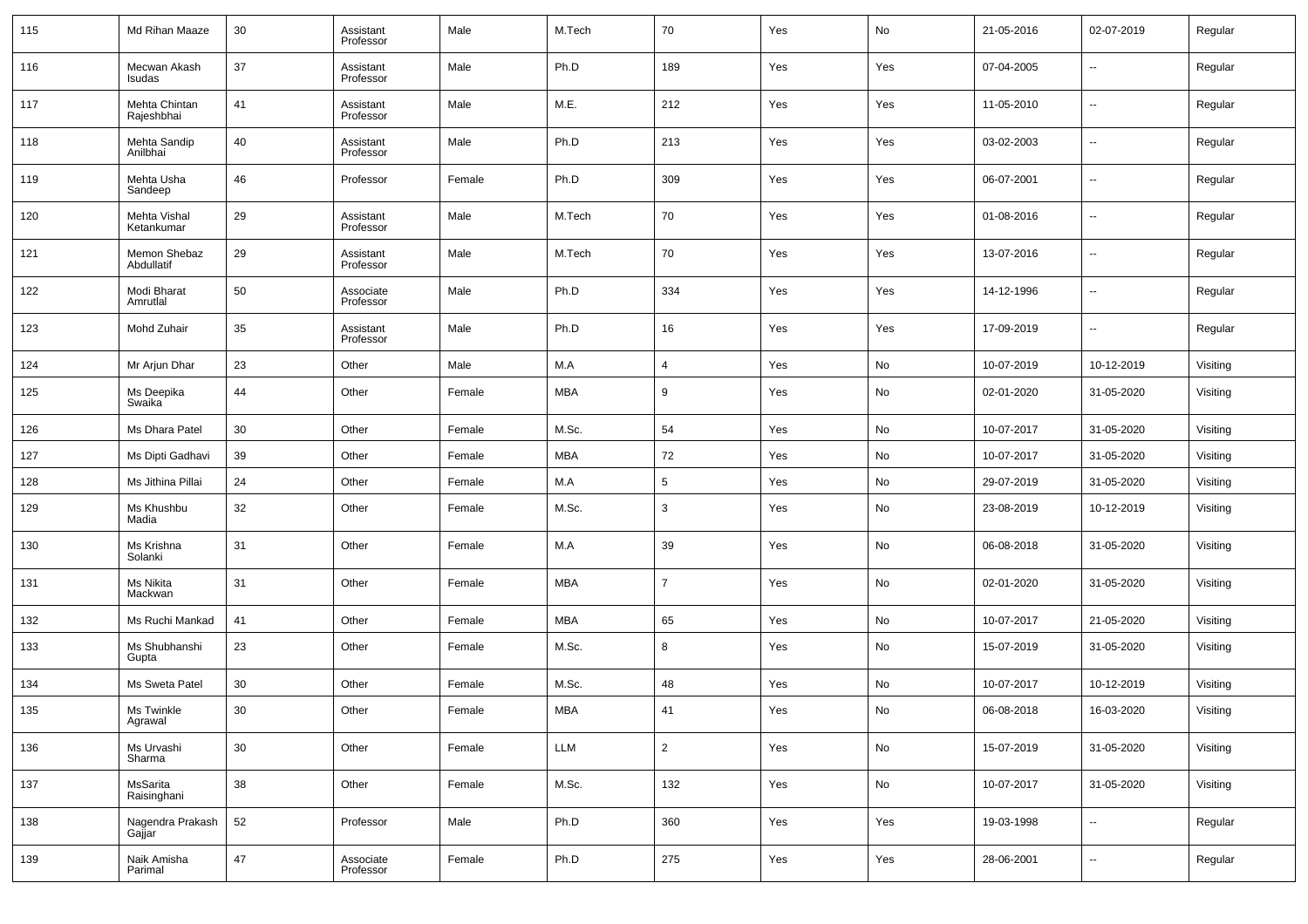| 115 | Md Rihan Maaze | 30 | Assistant Professor | Male | M.Tech | 70 | Yes | No | 21-05-2016 | 02-07-2019 | Regular |
|---|---|---|---|---|---|---|---|---|---|---|---|
| 116 | Mecwan Akash Isudas | 37 | Assistant Professor | Male | Ph.D | 189 | Yes | Yes | 07-04-2005 | -- | Regular |
| 117 | Mehta Chintan Rajeshbhai | 41 | Assistant Professor | Male | M.E. | 212 | Yes | Yes | 11-05-2010 | -- | Regular |
| 118 | Mehta Sandip Anilbhai | 40 | Assistant Professor | Male | Ph.D | 213 | Yes | Yes | 03-02-2003 | -- | Regular |
| 119 | Mehta Usha Sandeep | 46 | Professor | Female | Ph.D | 309 | Yes | Yes | 06-07-2001 | -- | Regular |
| 120 | Mehta Vishal Ketankumar | 29 | Assistant Professor | Male | M.Tech | 70 | Yes | Yes | 01-08-2016 | -- | Regular |
| 121 | Memon Shebaz Abdullatif | 29 | Assistant Professor | Male | M.Tech | 70 | Yes | Yes | 13-07-2016 | -- | Regular |
| 122 | Modi Bharat Amrutlal | 50 | Associate Professor | Male | Ph.D | 334 | Yes | Yes | 14-12-1996 | -- | Regular |
| 123 | Mohd Zuhair | 35 | Assistant Professor | Male | Ph.D | 16 | Yes | Yes | 17-09-2019 | -- | Regular |
| 124 | Mr Arjun Dhar | 23 | Other | Male | M.A | 4 | Yes | No | 10-07-2019 | 10-12-2019 | Visiting |
| 125 | Ms Deepika Swaika | 44 | Other | Female | MBA | 9 | Yes | No | 02-01-2020 | 31-05-2020 | Visiting |
| 126 | Ms Dhara Patel | 30 | Other | Female | M.Sc. | 54 | Yes | No | 10-07-2017 | 31-05-2020 | Visiting |
| 127 | Ms Dipti Gadhavi | 39 | Other | Female | MBA | 72 | Yes | No | 10-07-2017 | 31-05-2020 | Visiting |
| 128 | Ms Jithina Pillai | 24 | Other | Female | M.A | 5 | Yes | No | 29-07-2019 | 31-05-2020 | Visiting |
| 129 | Ms Khushbu Madia | 32 | Other | Female | M.Sc. | 3 | Yes | No | 23-08-2019 | 10-12-2019 | Visiting |
| 130 | Ms Krishna Solanki | 31 | Other | Female | M.A | 39 | Yes | No | 06-08-2018 | 31-05-2020 | Visiting |
| 131 | Ms Nikita Mackwan | 31 | Other | Female | MBA | 7 | Yes | No | 02-01-2020 | 31-05-2020 | Visiting |
| 132 | Ms Ruchi Mankad | 41 | Other | Female | MBA | 65 | Yes | No | 10-07-2017 | 21-05-2020 | Visiting |
| 133 | Ms Shubhanshi Gupta | 23 | Other | Female | M.Sc. | 8 | Yes | No | 15-07-2019 | 31-05-2020 | Visiting |
| 134 | Ms Sweta Patel | 30 | Other | Female | M.Sc. | 48 | Yes | No | 10-07-2017 | 10-12-2019 | Visiting |
| 135 | Ms Twinkle Agrawal | 30 | Other | Female | MBA | 41 | Yes | No | 06-08-2018 | 16-03-2020 | Visiting |
| 136 | Ms Urvashi Sharma | 30 | Other | Female | LLM | 2 | Yes | No | 15-07-2019 | 31-05-2020 | Visiting |
| 137 | MsSarita Raisinghani | 38 | Other | Female | M.Sc. | 132 | Yes | No | 10-07-2017 | 31-05-2020 | Visiting |
| 138 | Nagendra Prakash Gajjar | 52 | Professor | Male | Ph.D | 360 | Yes | Yes | 19-03-1998 | -- | Regular |
| 139 | Naik Amisha Parimal | 47 | Associate Professor | Female | Ph.D | 275 | Yes | Yes | 28-06-2001 | -- | Regular |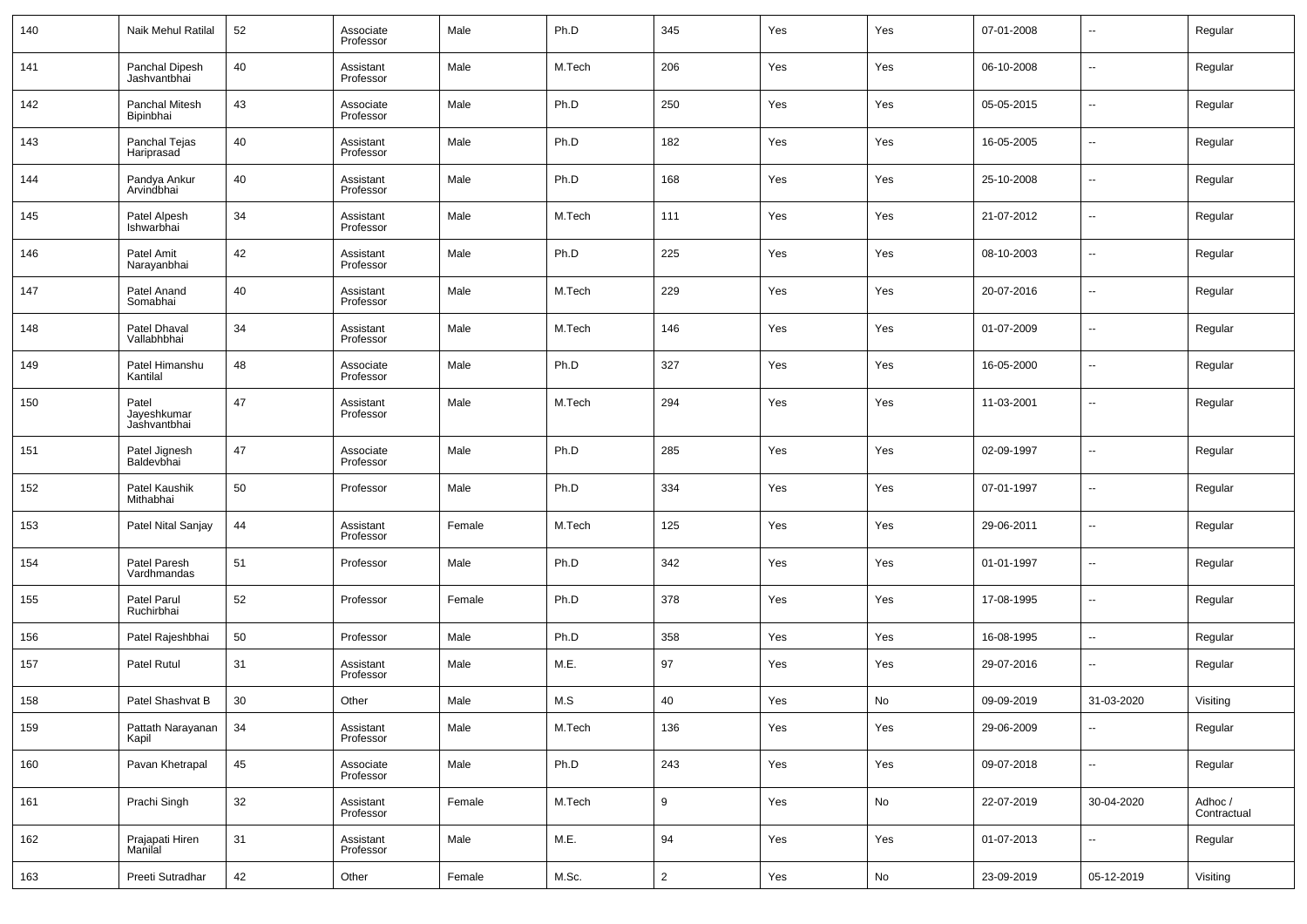| 140 | Naik Mehul Ratilal | 52 | Associate Professor | Male | Ph.D | 345 | Yes | Yes | 07-01-2008 | -- | Regular |
|---|---|---|---|---|---|---|---|---|---|---|---|
| 141 | Panchal Dipesh Jashvantbhai | 40 | Assistant Professor | Male | M.Tech | 206 | Yes | Yes | 06-10-2008 | -- | Regular |
| 142 | Panchal Mitesh Bipinbhai | 43 | Associate Professor | Male | Ph.D | 250 | Yes | Yes | 05-05-2015 | -- | Regular |
| 143 | Panchal Tejas Hariprasad | 40 | Assistant Professor | Male | Ph.D | 182 | Yes | Yes | 16-05-2005 | -- | Regular |
| 144 | Pandya Ankur Arvindbhai | 40 | Assistant Professor | Male | Ph.D | 168 | Yes | Yes | 25-10-2008 | -- | Regular |
| 145 | Patel Alpesh Ishwarbhai | 34 | Assistant Professor | Male | M.Tech | 111 | Yes | Yes | 21-07-2012 | -- | Regular |
| 146 | Patel Amit Narayanbhai | 42 | Assistant Professor | Male | Ph.D | 225 | Yes | Yes | 08-10-2003 | -- | Regular |
| 147 | Patel Anand Somabhai | 40 | Assistant Professor | Male | M.Tech | 229 | Yes | Yes | 20-07-2016 | -- | Regular |
| 148 | Patel Dhaval Vallabhbhai | 34 | Assistant Professor | Male | M.Tech | 146 | Yes | Yes | 01-07-2009 | -- | Regular |
| 149 | Patel Himanshu Kantilal | 48 | Associate Professor | Male | Ph.D | 327 | Yes | Yes | 16-05-2000 | -- | Regular |
| 150 | Patel Jayeshkumar Jashvantbhai | 47 | Assistant Professor | Male | M.Tech | 294 | Yes | Yes | 11-03-2001 | -- | Regular |
| 151 | Patel Jignesh Baldevbhai | 47 | Associate Professor | Male | Ph.D | 285 | Yes | Yes | 02-09-1997 | -- | Regular |
| 152 | Patel Kaushik Mithabhai | 50 | Professor | Male | Ph.D | 334 | Yes | Yes | 07-01-1997 | -- | Regular |
| 153 | Patel Nital Sanjay | 44 | Assistant Professor | Female | M.Tech | 125 | Yes | Yes | 29-06-2011 | -- | Regular |
| 154 | Patel Paresh Vardhmandas | 51 | Professor | Male | Ph.D | 342 | Yes | Yes | 01-01-1997 | -- | Regular |
| 155 | Patel Parul Ruchirbhai | 52 | Professor | Female | Ph.D | 378 | Yes | Yes | 17-08-1995 | -- | Regular |
| 156 | Patel Rajeshbhai | 50 | Professor | Male | Ph.D | 358 | Yes | Yes | 16-08-1995 | -- | Regular |
| 157 | Patel Rutul | 31 | Assistant Professor | Male | M.E. | 97 | Yes | Yes | 29-07-2016 | -- | Regular |
| 158 | Patel Shashvat B | 30 | Other | Male | M.S | 40 | Yes | No | 09-09-2019 | 31-03-2020 | Visiting |
| 159 | Pattath Narayanan Kapil | 34 | Assistant Professor | Male | M.Tech | 136 | Yes | Yes | 29-06-2009 | -- | Regular |
| 160 | Pavan Khetrapal | 45 | Associate Professor | Male | Ph.D | 243 | Yes | Yes | 09-07-2018 | -- | Regular |
| 161 | Prachi Singh | 32 | Assistant Professor | Female | M.Tech | 9 | Yes | No | 22-07-2019 | 30-04-2020 | Adhoc / Contractual |
| 162 | Prajapati Hiren Manilal | 31 | Assistant Professor | Male | M.E. | 94 | Yes | Yes | 01-07-2013 | -- | Regular |
| 163 | Preeti Sutradhar | 42 | Other | Female | M.Sc. | 2 | Yes | No | 23-09-2019 | 05-12-2019 | Visiting |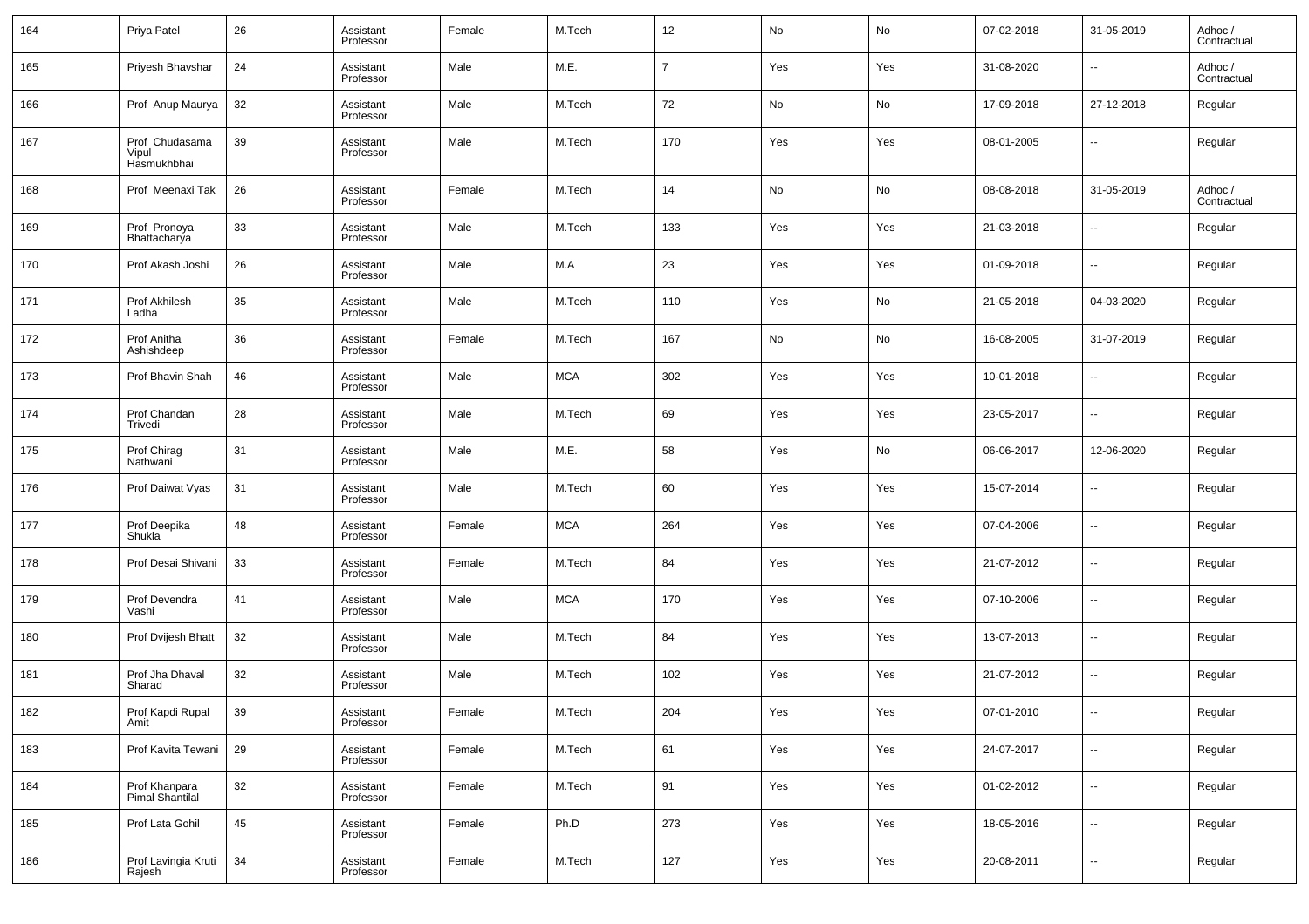| 164 | Priya Patel | 26 | Assistant Professor | Female | M.Tech | 12 | No | No | 07-02-2018 | 31-05-2019 | Adhoc / Contractual |
|---|---|---|---|---|---|---|---|---|---|---|---|
| 165 | Priyesh Bhavshar | 24 | Assistant Professor | Male | M.E. | 7 | Yes | Yes | 31-08-2020 | -- | Adhoc / Contractual |
| 166 | Prof Anup Maurya | 32 | Assistant Professor | Male | M.Tech | 72 | No | No | 17-09-2018 | 27-12-2018 | Regular |
| 167 | Prof Chudasama Vipul Hasmukhbhai | 39 | Assistant Professor | Male | M.Tech | 170 | Yes | Yes | 08-01-2005 | -- | Regular |
| 168 | Prof Meenaxi Tak | 26 | Assistant Professor | Female | M.Tech | 14 | No | No | 08-08-2018 | 31-05-2019 | Adhoc / Contractual |
| 169 | Prof Pronoya Bhattacharya | 33 | Assistant Professor | Male | M.Tech | 133 | Yes | Yes | 21-03-2018 | -- | Regular |
| 170 | Prof Akash Joshi | 26 | Assistant Professor | Male | M.A | 23 | Yes | Yes | 01-09-2018 | -- | Regular |
| 171 | Prof Akhilesh Ladha | 35 | Assistant Professor | Male | M.Tech | 110 | Yes | No | 21-05-2018 | 04-03-2020 | Regular |
| 172 | Prof Anitha Ashishdeep | 36 | Assistant Professor | Female | M.Tech | 167 | No | No | 16-08-2005 | 31-07-2019 | Regular |
| 173 | Prof Bhavin Shah | 46 | Assistant Professor | Male | MCA | 302 | Yes | Yes | 10-01-2018 | -- | Regular |
| 174 | Prof Chandan Trivedi | 28 | Assistant Professor | Male | M.Tech | 69 | Yes | Yes | 23-05-2017 | -- | Regular |
| 175 | Prof Chirag Nathwani | 31 | Assistant Professor | Male | M.E. | 58 | Yes | No | 06-06-2017 | 12-06-2020 | Regular |
| 176 | Prof Daiwat Vyas | 31 | Assistant Professor | Male | M.Tech | 60 | Yes | Yes | 15-07-2014 | -- | Regular |
| 177 | Prof Deepika Shukla | 48 | Assistant Professor | Female | MCA | 264 | Yes | Yes | 07-04-2006 | -- | Regular |
| 178 | Prof Desai Shivani | 33 | Assistant Professor | Female | M.Tech | 84 | Yes | Yes | 21-07-2012 | -- | Regular |
| 179 | Prof Devendra Vashi | 41 | Assistant Professor | Male | MCA | 170 | Yes | Yes | 07-10-2006 | -- | Regular |
| 180 | Prof Dvijesh Bhatt | 32 | Assistant Professor | Male | M.Tech | 84 | Yes | Yes | 13-07-2013 | -- | Regular |
| 181 | Prof Jha Dhaval Sharad | 32 | Assistant Professor | Male | M.Tech | 102 | Yes | Yes | 21-07-2012 | -- | Regular |
| 182 | Prof Kapdi Rupal Amit | 39 | Assistant Professor | Female | M.Tech | 204 | Yes | Yes | 07-01-2010 | -- | Regular |
| 183 | Prof Kavita Tewani | 29 | Assistant Professor | Female | M.Tech | 61 | Yes | Yes | 24-07-2017 | -- | Regular |
| 184 | Prof Khanpara Pimal Shantilal | 32 | Assistant Professor | Female | M.Tech | 91 | Yes | Yes | 01-02-2012 | -- | Regular |
| 185 | Prof Lata Gohil | 45 | Assistant Professor | Female | Ph.D | 273 | Yes | Yes | 18-05-2016 | -- | Regular |
| 186 | Prof Lavingia Kruti Rajesh | 34 | Assistant Professor | Female | M.Tech | 127 | Yes | Yes | 20-08-2011 | -- | Regular |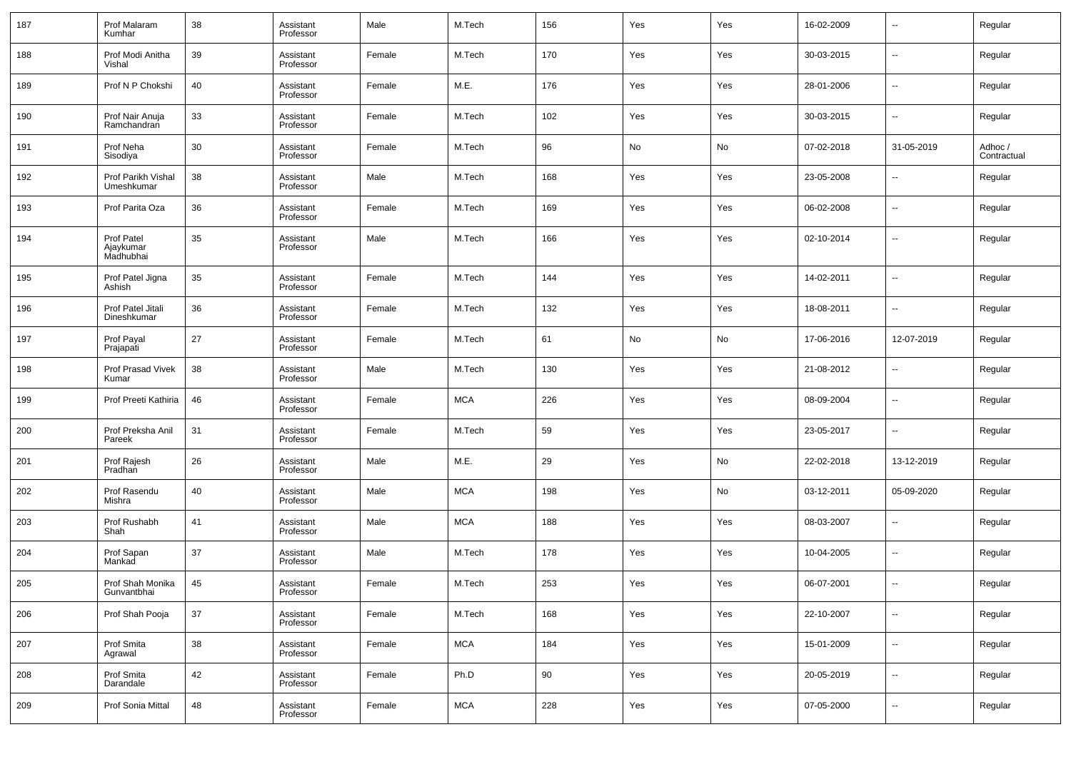| 187 | Prof Malaram Kumhar | 38 | Assistant Professor | Male | M.Tech | 156 | Yes | Yes | 16-02-2009 | -- | Regular |
|---|---|---|---|---|---|---|---|---|---|---|---|
| 188 | Prof Modi Anitha Vishal | 39 | Assistant Professor | Female | M.Tech | 170 | Yes | Yes | 30-03-2015 | -- | Regular |
| 189 | Prof N P Chokshi | 40 | Assistant Professor | Female | M.E. | 176 | Yes | Yes | 28-01-2006 | -- | Regular |
| 190 | Prof Nair Anuja Ramchandran | 33 | Assistant Professor | Female | M.Tech | 102 | Yes | Yes | 30-03-2015 | -- | Regular |
| 191 | Prof Neha Sisodiya | 30 | Assistant Professor | Female | M.Tech | 96 | No | No | 07-02-2018 | 31-05-2019 | Adhoc / Contractual |
| 192 | Prof Parikh Vishal Umeshkumar | 38 | Assistant Professor | Male | M.Tech | 168 | Yes | Yes | 23-05-2008 | -- | Regular |
| 193 | Prof Parita Oza | 36 | Assistant Professor | Female | M.Tech | 169 | Yes | Yes | 06-02-2008 | -- | Regular |
| 194 | Prof Patel Ajaykumar Madhubhai | 35 | Assistant Professor | Male | M.Tech | 166 | Yes | Yes | 02-10-2014 | -- | Regular |
| 195 | Prof Patel Jigna Ashish | 35 | Assistant Professor | Female | M.Tech | 144 | Yes | Yes | 14-02-2011 | -- | Regular |
| 196 | Prof Patel Jitali Dineshkumar | 36 | Assistant Professor | Female | M.Tech | 132 | Yes | Yes | 18-08-2011 | -- | Regular |
| 197 | Prof Payal Prajapati | 27 | Assistant Professor | Female | M.Tech | 61 | No | No | 17-06-2016 | 12-07-2019 | Regular |
| 198 | Prof Prasad Vivek Kumar | 38 | Assistant Professor | Male | M.Tech | 130 | Yes | Yes | 21-08-2012 | -- | Regular |
| 199 | Prof Preeti Kathiria | 46 | Assistant Professor | Female | MCA | 226 | Yes | Yes | 08-09-2004 | -- | Regular |
| 200 | Prof Preksha Anil Pareek | 31 | Assistant Professor | Female | M.Tech | 59 | Yes | Yes | 23-05-2017 | -- | Regular |
| 201 | Prof Rajesh Pradhan | 26 | Assistant Professor | Male | M.E. | 29 | Yes | No | 22-02-2018 | 13-12-2019 | Regular |
| 202 | Prof Rasendu Mishra | 40 | Assistant Professor | Male | MCA | 198 | Yes | No | 03-12-2011 | 05-09-2020 | Regular |
| 203 | Prof Rushabh Shah | 41 | Assistant Professor | Male | MCA | 188 | Yes | Yes | 08-03-2007 | -- | Regular |
| 204 | Prof Sapan Mankad | 37 | Assistant Professor | Male | M.Tech | 178 | Yes | Yes | 10-04-2005 | -- | Regular |
| 205 | Prof Shah Monika Gunvantbhai | 45 | Assistant Professor | Female | M.Tech | 253 | Yes | Yes | 06-07-2001 | -- | Regular |
| 206 | Prof Shah Pooja | 37 | Assistant Professor | Female | M.Tech | 168 | Yes | Yes | 22-10-2007 | -- | Regular |
| 207 | Prof Smita Agrawal | 38 | Assistant Professor | Female | MCA | 184 | Yes | Yes | 15-01-2009 | -- | Regular |
| 208 | Prof Smita Darandale | 42 | Assistant Professor | Female | Ph.D | 90 | Yes | Yes | 20-05-2019 | -- | Regular |
| 209 | Prof Sonia Mittal | 48 | Assistant Professor | Female | MCA | 228 | Yes | Yes | 07-05-2000 | -- | Regular |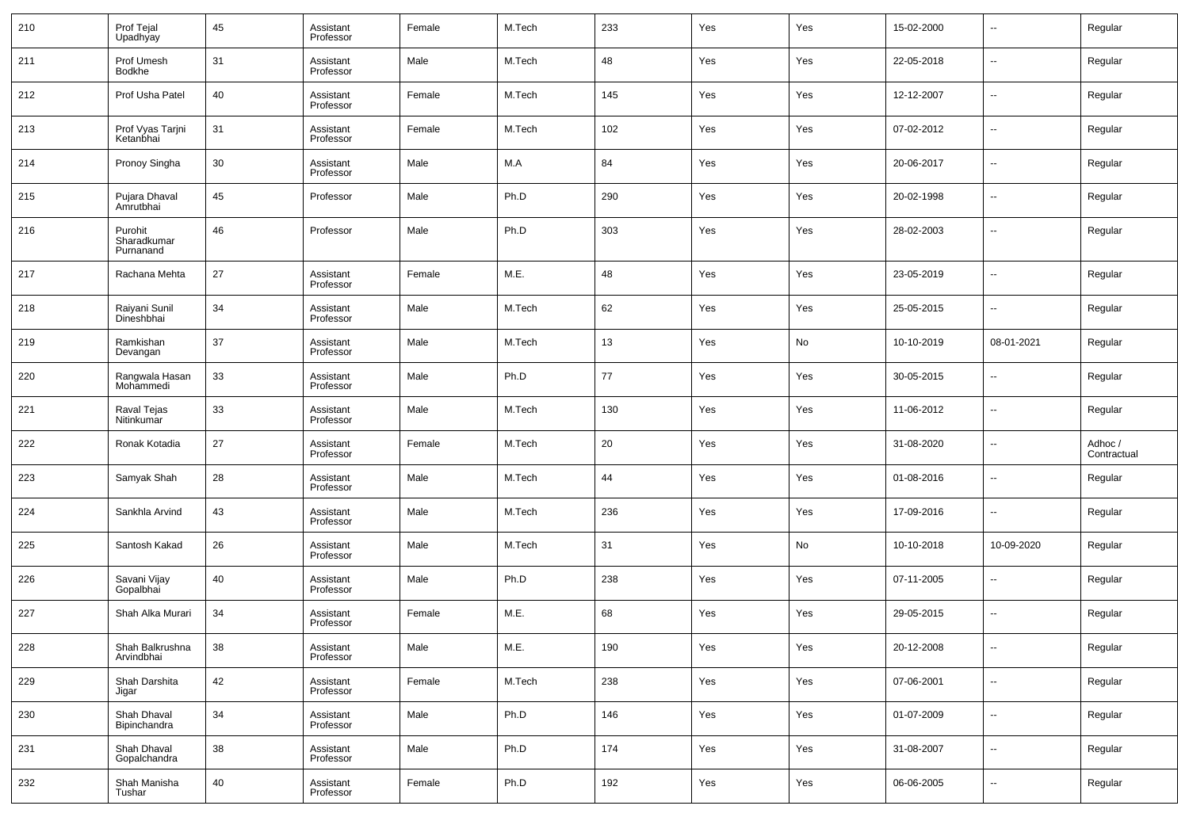| | | | | | | | | | | | |
|---|---|---|---|---|---|---|---|---|---|---|---|
| 210 | Prof Tejal Upadhyay | 45 | Assistant Professor | Female | M.Tech | 233 | Yes | Yes | 15-02-2000 | -- | Regular |
| 211 | Prof Umesh Bodkhe | 31 | Assistant Professor | Male | M.Tech | 48 | Yes | Yes | 22-05-2018 | -- | Regular |
| 212 | Prof Usha Patel | 40 | Assistant Professor | Female | M.Tech | 145 | Yes | Yes | 12-12-2007 | -- | Regular |
| 213 | Prof Vyas Tarjni Ketanbhai | 31 | Assistant Professor | Female | M.Tech | 102 | Yes | Yes | 07-02-2012 | -- | Regular |
| 214 | Pronoy Singha | 30 | Assistant Professor | Male | M.A | 84 | Yes | Yes | 20-06-2017 | -- | Regular |
| 215 | Pujara Dhaval Amrutbhai | 45 | Professor | Male | Ph.D | 290 | Yes | Yes | 20-02-1998 | -- | Regular |
| 216 | Purohit Sharadkumar Purnanand | 46 | Professor | Male | Ph.D | 303 | Yes | Yes | 28-02-2003 | -- | Regular |
| 217 | Rachana Mehta | 27 | Assistant Professor | Female | M.E. | 48 | Yes | Yes | 23-05-2019 | -- | Regular |
| 218 | Raiyani Sunil Dineshbhai | 34 | Assistant Professor | Male | M.Tech | 62 | Yes | Yes | 25-05-2015 | -- | Regular |
| 219 | Ramkishan Devangan | 37 | Assistant Professor | Male | M.Tech | 13 | Yes | No | 10-10-2019 | 08-01-2021 | Regular |
| 220 | Rangwala Hasan Mohammedi | 33 | Assistant Professor | Male | Ph.D | 77 | Yes | Yes | 30-05-2015 | -- | Regular |
| 221 | Raval Tejas Nitinkumar | 33 | Assistant Professor | Male | M.Tech | 130 | Yes | Yes | 11-06-2012 | -- | Regular |
| 222 | Ronak Kotadia | 27 | Assistant Professor | Female | M.Tech | 20 | Yes | Yes | 31-08-2020 | -- | Adhoc / Contractual |
| 223 | Samyak Shah | 28 | Assistant Professor | Male | M.Tech | 44 | Yes | Yes | 01-08-2016 | -- | Regular |
| 224 | Sankhla Arvind | 43 | Assistant Professor | Male | M.Tech | 236 | Yes | Yes | 17-09-2016 | -- | Regular |
| 225 | Santosh Kakad | 26 | Assistant Professor | Male | M.Tech | 31 | Yes | No | 10-10-2018 | 10-09-2020 | Regular |
| 226 | Savani Vijay Gopalbhai | 40 | Assistant Professor | Male | Ph.D | 238 | Yes | Yes | 07-11-2005 | -- | Regular |
| 227 | Shah Alka Murari | 34 | Assistant Professor | Female | M.E. | 68 | Yes | Yes | 29-05-2015 | -- | Regular |
| 228 | Shah Balkrushna Arvindbhai | 38 | Assistant Professor | Male | M.E. | 190 | Yes | Yes | 20-12-2008 | -- | Regular |
| 229 | Shah Darshita Jigar | 42 | Assistant Professor | Female | M.Tech | 238 | Yes | Yes | 07-06-2001 | -- | Regular |
| 230 | Shah Dhaval Bipinchandra | 34 | Assistant Professor | Male | Ph.D | 146 | Yes | Yes | 01-07-2009 | -- | Regular |
| 231 | Shah Dhaval Gopalchandra | 38 | Assistant Professor | Male | Ph.D | 174 | Yes | Yes | 31-08-2007 | -- | Regular |
| 232 | Shah Manisha Tushar | 40 | Assistant Professor | Female | Ph.D | 192 | Yes | Yes | 06-06-2005 | -- | Regular |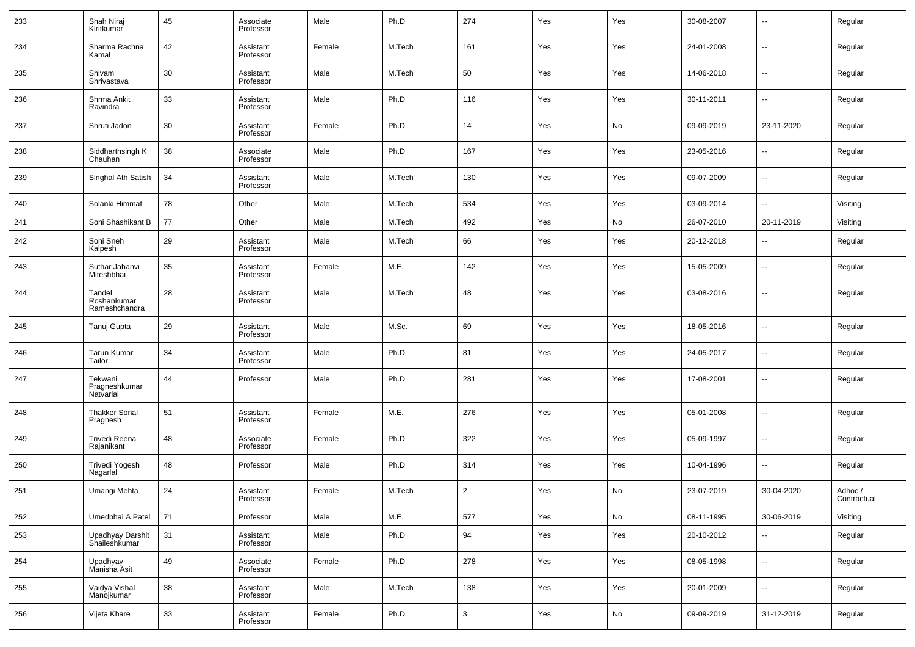| | | | | | | | | | | | |
|---|---|---|---|---|---|---|---|---|---|---|---|
| 233 | Shah Niraj Kiritkumar | 45 | Associate Professor | Male | Ph.D | 274 | Yes | Yes | 30-08-2007 | -- | Regular |
| 234 | Sharma Rachna Kamal | 42 | Assistant Professor | Female | M.Tech | 161 | Yes | Yes | 24-01-2008 | -- | Regular |
| 235 | Shivam Shrivastava | 30 | Assistant Professor | Male | M.Tech | 50 | Yes | Yes | 14-06-2018 | -- | Regular |
| 236 | Shrma Ankit Ravindra | 33 | Assistant Professor | Male | Ph.D | 116 | Yes | Yes | 30-11-2011 | -- | Regular |
| 237 | Shruti Jadon | 30 | Assistant Professor | Female | Ph.D | 14 | Yes | No | 09-09-2019 | 23-11-2020 | Regular |
| 238 | Siddharthsingh K Chauhan | 38 | Associate Professor | Male | Ph.D | 167 | Yes | Yes | 23-05-2016 | -- | Regular |
| 239 | Singhal Ath Satish | 34 | Assistant Professor | Male | M.Tech | 130 | Yes | Yes | 09-07-2009 | -- | Regular |
| 240 | Solanki Himmat | 78 | Other | Male | M.Tech | 534 | Yes | Yes | 03-09-2014 | -- | Visiting |
| 241 | Soni Shashikant B | 77 | Other | Male | M.Tech | 492 | Yes | No | 26-07-2010 | 20-11-2019 | Visiting |
| 242 | Soni Sneh Kalpesh | 29 | Assistant Professor | Male | M.Tech | 66 | Yes | Yes | 20-12-2018 | -- | Regular |
| 243 | Suthar Jahanvi Miteshbhai | 35 | Assistant Professor | Female | M.E. | 142 | Yes | Yes | 15-05-2009 | -- | Regular |
| 244 | Tandel Roshankumar Rameshchandra | 28 | Assistant Professor | Male | M.Tech | 48 | Yes | Yes | 03-08-2016 | -- | Regular |
| 245 | Tanuj Gupta | 29 | Assistant Professor | Male | M.Sc. | 69 | Yes | Yes | 18-05-2016 | -- | Regular |
| 246 | Tarun Kumar Tailor | 34 | Assistant Professor | Male | Ph.D | 81 | Yes | Yes | 24-05-2017 | -- | Regular |
| 247 | Tekwani Pragneshkumar Natvarlal | 44 | Professor | Male | Ph.D | 281 | Yes | Yes | 17-08-2001 | -- | Regular |
| 248 | Thakker Sonal Pragnesh | 51 | Assistant Professor | Female | M.E. | 276 | Yes | Yes | 05-01-2008 | -- | Regular |
| 249 | Trivedi Reena Rajanikant | 48 | Associate Professor | Female | Ph.D | 322 | Yes | Yes | 05-09-1997 | -- | Regular |
| 250 | Trivedi Yogesh Nagarlal | 48 | Professor | Male | Ph.D | 314 | Yes | Yes | 10-04-1996 | -- | Regular |
| 251 | Umangi Mehta | 24 | Assistant Professor | Female | M.Tech | 2 | Yes | No | 23-07-2019 | 30-04-2020 | Adhoc / Contractual |
| 252 | Umedbhai A Patel | 71 | Professor | Male | M.E. | 577 | Yes | No | 08-11-1995 | 30-06-2019 | Visiting |
| 253 | Upadhyay Darshit Shaileshkumar | 31 | Assistant Professor | Male | Ph.D | 94 | Yes | Yes | 20-10-2012 | -- | Regular |
| 254 | Upadhyay Manisha Asit | 49 | Associate Professor | Female | Ph.D | 278 | Yes | Yes | 08-05-1998 | -- | Regular |
| 255 | Vaidya Vishal Manojkumar | 38 | Assistant Professor | Male | M.Tech | 138 | Yes | Yes | 20-01-2009 | -- | Regular |
| 256 | Vijeta Khare | 33 | Assistant Professor | Female | Ph.D | 3 | Yes | No | 09-09-2019 | 31-12-2019 | Regular |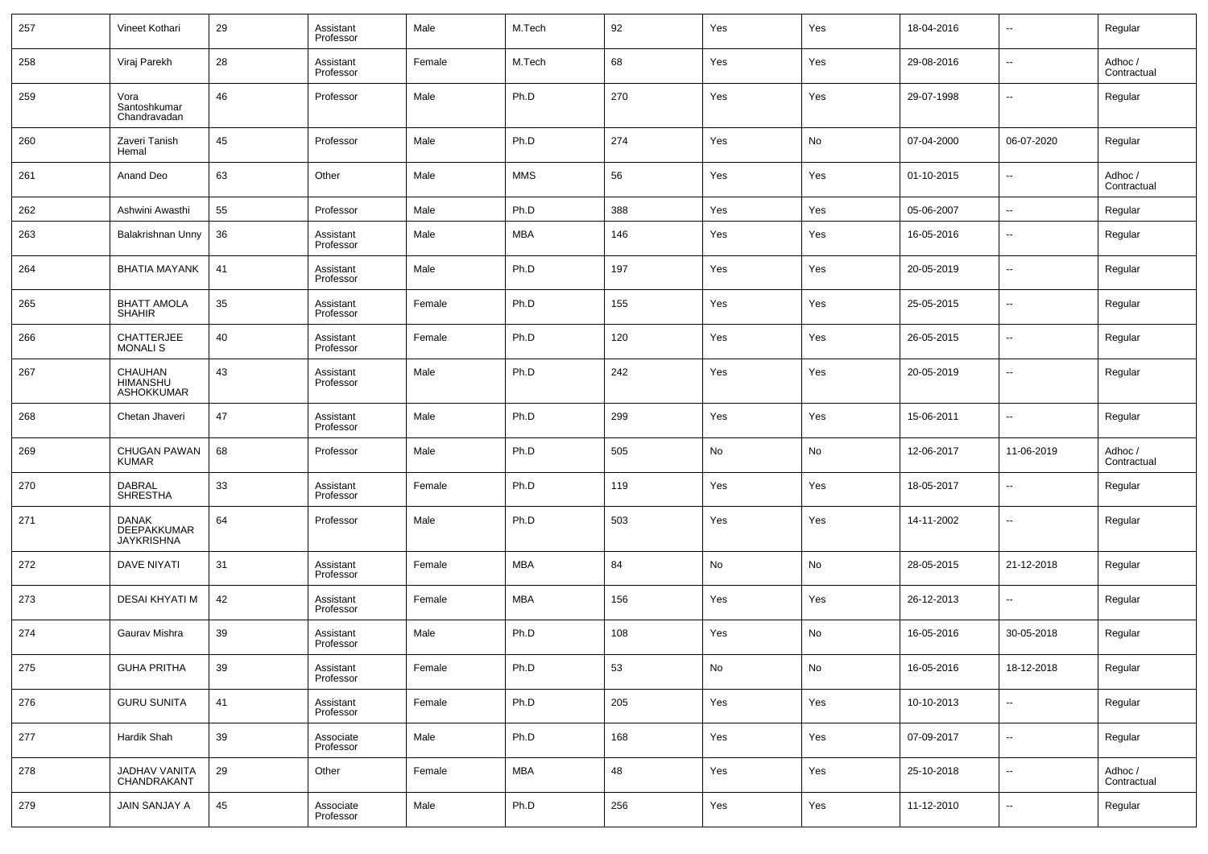| 257 | Vineet Kothari | 29 | Assistant Professor | Male | M.Tech | 92 | Yes | Yes | 18-04-2016 | -- | Regular |
|---|---|---|---|---|---|---|---|---|---|---|---|
| 258 | Viraj Parekh | 28 | Assistant Professor | Female | M.Tech | 68 | Yes | Yes | 29-08-2016 | -- | Adhoc / Contractual |
| 259 | Vora Santoshkumar Chandravadan | 46 | Professor | Male | Ph.D | 270 | Yes | Yes | 29-07-1998 | -- | Regular |
| 260 | Zaveri Tanish Hemal | 45 | Professor | Male | Ph.D | 274 | Yes | No | 07-04-2000 | 06-07-2020 | Regular |
| 261 | Anand Deo | 63 | Other | Male | MMS | 56 | Yes | Yes | 01-10-2015 | -- | Adhoc / Contractual |
| 262 | Ashwini Awasthi | 55 | Professor | Male | Ph.D | 388 | Yes | Yes | 05-06-2007 | -- | Regular |
| 263 | Balakrishnan Unny | 36 | Assistant Professor | Male | MBA | 146 | Yes | Yes | 16-05-2016 | -- | Regular |
| 264 | BHATIA MAYANK | 41 | Assistant Professor | Male | Ph.D | 197 | Yes | Yes | 20-05-2019 | -- | Regular |
| 265 | BHATT AMOLA SHAHIR | 35 | Assistant Professor | Female | Ph.D | 155 | Yes | Yes | 25-05-2015 | -- | Regular |
| 266 | CHATTERJEE MONALI S | 40 | Assistant Professor | Female | Ph.D | 120 | Yes | Yes | 26-05-2015 | -- | Regular |
| 267 | CHAUHAN HIMANSHU ASHOKKUMAR | 43 | Assistant Professor | Male | Ph.D | 242 | Yes | Yes | 20-05-2019 | -- | Regular |
| 268 | Chetan Jhaveri | 47 | Assistant Professor | Male | Ph.D | 299 | Yes | Yes | 15-06-2011 | -- | Regular |
| 269 | CHUGAN PAWAN KUMAR | 68 | Professor | Male | Ph.D | 505 | No | No | 12-06-2017 | 11-06-2019 | Adhoc / Contractual |
| 270 | DABRAL SHRESTHA | 33 | Assistant Professor | Female | Ph.D | 119 | Yes | Yes | 18-05-2017 | -- | Regular |
| 271 | DANAK DEEPAKKUMAR JAYKRISHNA | 64 | Professor | Male | Ph.D | 503 | Yes | Yes | 14-11-2002 | -- | Regular |
| 272 | DAVE NIYATI | 31 | Assistant Professor | Female | MBA | 84 | No | No | 28-05-2015 | 21-12-2018 | Regular |
| 273 | DESAI KHYATI M | 42 | Assistant Professor | Female | MBA | 156 | Yes | Yes | 26-12-2013 | -- | Regular |
| 274 | Gaurav Mishra | 39 | Assistant Professor | Male | Ph.D | 108 | Yes | No | 16-05-2016 | 30-05-2018 | Regular |
| 275 | GUHA PRITHA | 39 | Assistant Professor | Female | Ph.D | 53 | No | No | 16-05-2016 | 18-12-2018 | Regular |
| 276 | GURU SUNITA | 41 | Assistant Professor | Female | Ph.D | 205 | Yes | Yes | 10-10-2013 | -- | Regular |
| 277 | Hardik Shah | 39 | Associate Professor | Male | Ph.D | 168 | Yes | Yes | 07-09-2017 | -- | Regular |
| 278 | JADHAV VANITA CHANDRAKANT | 29 | Other | Female | MBA | 48 | Yes | Yes | 25-10-2018 | -- | Adhoc / Contractual |
| 279 | JAIN SANJAY A | 45 | Associate Professor | Male | Ph.D | 256 | Yes | Yes | 11-12-2010 | -- | Regular |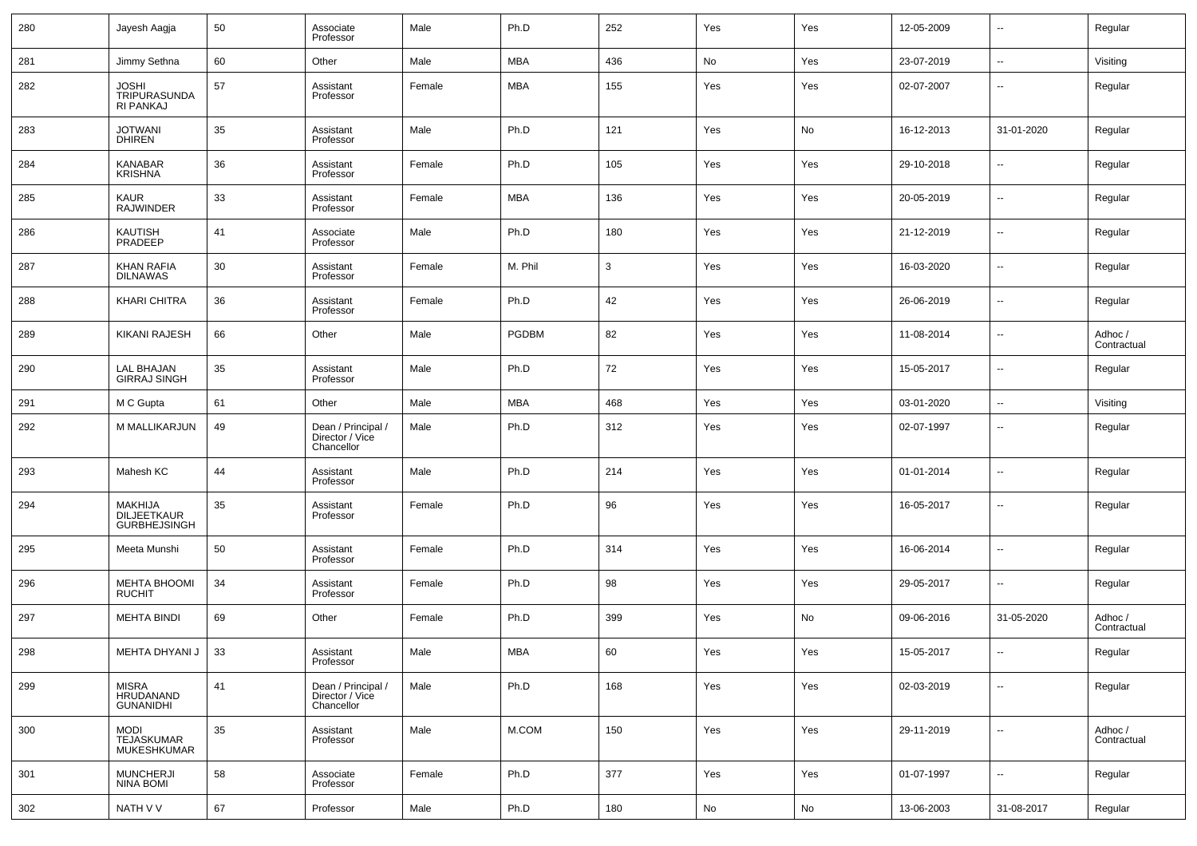| 280 | Jayesh Aagja | 50 | Associate Professor | Male | Ph.D | 252 | Yes | Yes | 12-05-2009 | -- | Regular |
|---|---|---|---|---|---|---|---|---|---|---|---|
| 281 | Jimmy Sethna | 60 | Other | Male | MBA | 436 | No | Yes | 23-07-2019 | -- | Visiting |
| 282 | JOSHI TRIPURASUNDA RI PANKAJ | 57 | Assistant Professor | Female | MBA | 155 | Yes | Yes | 02-07-2007 | -- | Regular |
| 283 | JOTWANI DHIREN | 35 | Assistant Professor | Male | Ph.D | 121 | Yes | No | 16-12-2013 | 31-01-2020 | Regular |
| 284 | KANABAR KRISHNA | 36 | Assistant Professor | Female | Ph.D | 105 | Yes | Yes | 29-10-2018 | -- | Regular |
| 285 | KAUR RAJWINDER | 33 | Assistant Professor | Female | MBA | 136 | Yes | Yes | 20-05-2019 | -- | Regular |
| 286 | KAUTISH PRADEEP | 41 | Associate Professor | Male | Ph.D | 180 | Yes | Yes | 21-12-2019 | -- | Regular |
| 287 | KHAN RAFIA DILNAWAS | 30 | Assistant Professor | Female | M. Phil | 3 | Yes | Yes | 16-03-2020 | -- | Regular |
| 288 | KHARI CHITRA | 36 | Assistant Professor | Female | Ph.D | 42 | Yes | Yes | 26-06-2019 | -- | Regular |
| 289 | KIKANI RAJESH | 66 | Other | Male | PGDBM | 82 | Yes | Yes | 11-08-2014 | -- | Adhoc / Contractual |
| 290 | LAL BHAJAN GIRRAJ SINGH | 35 | Assistant Professor | Male | Ph.D | 72 | Yes | Yes | 15-05-2017 | -- | Regular |
| 291 | M C Gupta | 61 | Other | Male | MBA | 468 | Yes | Yes | 03-01-2020 | -- | Visiting |
| 292 | M MALLIKARJUN | 49 | Dean / Principal / Director / Vice Chancellor | Male | Ph.D | 312 | Yes | Yes | 02-07-1997 | -- | Regular |
| 293 | Mahesh KC | 44 | Assistant Professor | Male | Ph.D | 214 | Yes | Yes | 01-01-2014 | -- | Regular |
| 294 | MAKHIJA DILJEETKAUR GURBHEJSINGH | 35 | Assistant Professor | Female | Ph.D | 96 | Yes | Yes | 16-05-2017 | -- | Regular |
| 295 | Meeta Munshi | 50 | Assistant Professor | Female | Ph.D | 314 | Yes | Yes | 16-06-2014 | -- | Regular |
| 296 | MEHTA BHOOMI RUCHIT | 34 | Assistant Professor | Female | Ph.D | 98 | Yes | Yes | 29-05-2017 | -- | Regular |
| 297 | MEHTA BINDI | 69 | Other | Female | Ph.D | 399 | Yes | No | 09-06-2016 | 31-05-2020 | Adhoc / Contractual |
| 298 | MEHTA DHYANI J | 33 | Assistant Professor | Male | MBA | 60 | Yes | Yes | 15-05-2017 | -- | Regular |
| 299 | MISRA HRUDANAND GUNANIDHI | 41 | Dean / Principal / Director / Vice Chancellor | Male | Ph.D | 168 | Yes | Yes | 02-03-2019 | -- | Regular |
| 300 | MODI TEJASKUMAR MUKESHKUMAR | 35 | Assistant Professor | Male | M.COM | 150 | Yes | Yes | 29-11-2019 | -- | Adhoc / Contractual |
| 301 | MUNCHERJI NINA BOMI | 58 | Associate Professor | Female | Ph.D | 377 | Yes | Yes | 01-07-1997 | -- | Regular |
| 302 | NATH V V | 67 | Professor | Male | Ph.D | 180 | No | No | 13-06-2003 | 31-08-2017 | Regular |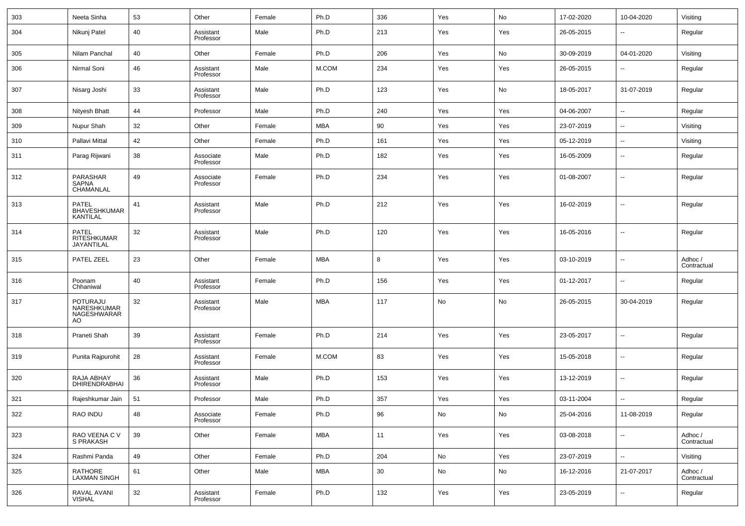| 303 | Neeta Sinha | 53 | Other | Female | Ph.D | 336 | Yes | No | 17-02-2020 | 10-04-2020 | Visiting |
|---|---|---|---|---|---|---|---|---|---|---|---|
| 304 | Nikunj Patel | 40 | Assistant Professor | Male | Ph.D | 213 | Yes | Yes | 26-05-2015 | -- | Regular |
| 305 | Nilam Panchal | 40 | Other | Female | Ph.D | 206 | Yes | No | 30-09-2019 | 04-01-2020 | Visiting |
| 306 | Nirmal Soni | 46 | Assistant Professor | Male | M.COM | 234 | Yes | Yes | 26-05-2015 | -- | Regular |
| 307 | Nisarg Joshi | 33 | Assistant Professor | Male | Ph.D | 123 | Yes | No | 18-05-2017 | 31-07-2019 | Regular |
| 308 | Nityesh Bhatt | 44 | Professor | Male | Ph.D | 240 | Yes | Yes | 04-06-2007 | -- | Regular |
| 309 | Nupur Shah | 32 | Other | Female | MBA | 90 | Yes | Yes | 23-07-2019 | -- | Visiting |
| 310 | Pallavi Mittal | 42 | Other | Female | Ph.D | 161 | Yes | Yes | 05-12-2019 | -- | Visiting |
| 311 | Parag Rijwani | 38 | Associate Professor | Male | Ph.D | 182 | Yes | Yes | 16-05-2009 | -- | Regular |
| 312 | PARASHAR SAPNA CHAMANLAL | 49 | Associate Professor | Female | Ph.D | 234 | Yes | Yes | 01-08-2007 | -- | Regular |
| 313 | PATEL BHAVESHKUMAR KANTILAL | 41 | Assistant Professor | Male | Ph.D | 212 | Yes | Yes | 16-02-2019 | -- | Regular |
| 314 | PATEL RITESHKUMAR JAYANTILAL | 32 | Assistant Professor | Male | Ph.D | 120 | Yes | Yes | 16-05-2016 | -- | Regular |
| 315 | PATEL ZEEL | 23 | Other | Female | MBA | 8 | Yes | Yes | 03-10-2019 | -- | Adhoc / Contractual |
| 316 | Poonam Chhaniwal | 40 | Assistant Professor | Female | Ph.D | 156 | Yes | Yes | 01-12-2017 | -- | Regular |
| 317 | POTURAJU NARESHKUMAR NAGESHWARAR AO | 32 | Assistant Professor | Male | MBA | 117 | No | No | 26-05-2015 | 30-04-2019 | Regular |
| 318 | Praneti Shah | 39 | Assistant Professor | Female | Ph.D | 214 | Yes | Yes | 23-05-2017 | -- | Regular |
| 319 | Punita Rajpurohit | 28 | Assistant Professor | Female | M.COM | 83 | Yes | Yes | 15-05-2018 | -- | Regular |
| 320 | RAJA ABHAY DHIRENDRABHAI | 36 | Assistant Professor | Male | Ph.D | 153 | Yes | Yes | 13-12-2019 | -- | Regular |
| 321 | Rajeshkumar Jain | 51 | Professor | Male | Ph.D | 357 | Yes | Yes | 03-11-2004 | -- | Regular |
| 322 | RAO INDU | 48 | Associate Professor | Female | Ph.D | 96 | No | No | 25-04-2016 | 11-08-2019 | Regular |
| 323 | RAO VEENA C V S PRAKASH | 39 | Other | Female | MBA | 11 | Yes | Yes | 03-08-2018 | -- | Adhoc / Contractual |
| 324 | Rashmi Panda | 49 | Other | Female | Ph.D | 204 | No | Yes | 23-07-2019 | -- | Visiting |
| 325 | RATHORE LAXMAN SINGH | 61 | Other | Male | MBA | 30 | No | No | 16-12-2016 | 21-07-2017 | Adhoc / Contractual |
| 326 | RAVAL AVANI VISHAL | 32 | Assistant Professor | Female | Ph.D | 132 | Yes | Yes | 23-05-2019 | -- | Regular |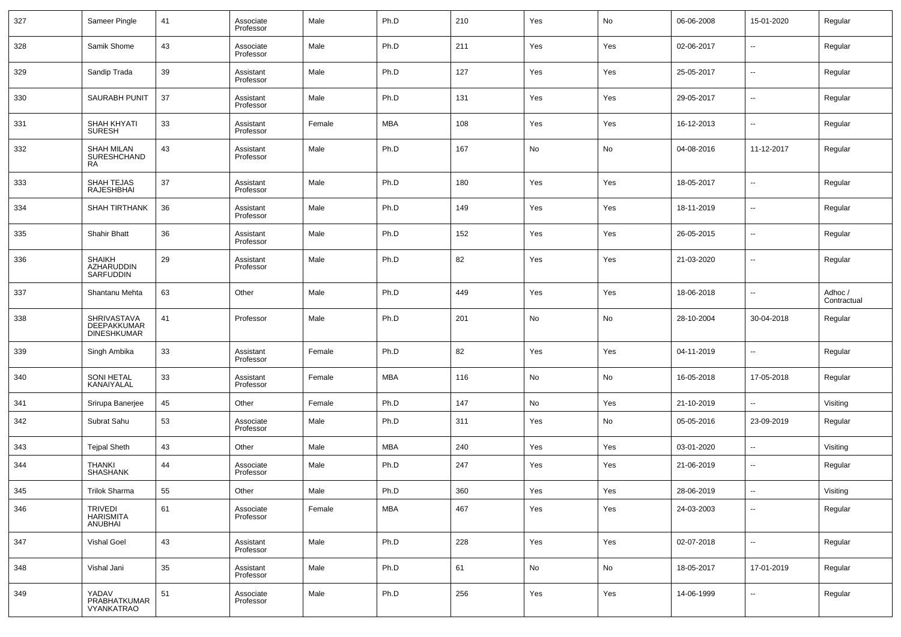| 327 | Sameer Pingle | 41 | Associate Professor | Male | Ph.D | 210 | Yes | No | 06-06-2008 | 15-01-2020 | Regular |
|---|---|---|---|---|---|---|---|---|---|---|---|
| 328 | Samik Shome | 43 | Associate Professor | Male | Ph.D | 211 | Yes | Yes | 02-06-2017 | -- | Regular |
| 329 | Sandip Trada | 39 | Assistant Professor | Male | Ph.D | 127 | Yes | Yes | 25-05-2017 | -- | Regular |
| 330 | SAURABH PUNIT | 37 | Assistant Professor | Male | Ph.D | 131 | Yes | Yes | 29-05-2017 | -- | Regular |
| 331 | SHAH KHYATI SURESH | 33 | Assistant Professor | Female | MBA | 108 | Yes | Yes | 16-12-2013 | -- | Regular |
| 332 | SHAH MILAN SURESHCHANDRA | 43 | Assistant Professor | Male | Ph.D | 167 | No | No | 04-08-2016 | 11-12-2017 | Regular |
| 333 | SHAH TEJAS RAJESHBHAI | 37 | Assistant Professor | Male | Ph.D | 180 | Yes | Yes | 18-05-2017 | -- | Regular |
| 334 | SHAH TIRTHANK | 36 | Assistant Professor | Male | Ph.D | 149 | Yes | Yes | 18-11-2019 | -- | Regular |
| 335 | Shahir Bhatt | 36 | Assistant Professor | Male | Ph.D | 152 | Yes | Yes | 26-05-2015 | -- | Regular |
| 336 | SHAIKH AZHARUDDIN SARFUDDIN | 29 | Assistant Professor | Male | Ph.D | 82 | Yes | Yes | 21-03-2020 | -- | Regular |
| 337 | Shantanu Mehta | 63 | Other | Male | Ph.D | 449 | Yes | Yes | 18-06-2018 | -- | Adhoc / Contractual |
| 338 | SHRIVASTAVA DEEPAKKUMAR DINESHKUMAR | 41 | Professor | Male | Ph.D | 201 | No | No | 28-10-2004 | 30-04-2018 | Regular |
| 339 | Singh Ambika | 33 | Assistant Professor | Female | Ph.D | 82 | Yes | Yes | 04-11-2019 | -- | Regular |
| 340 | SONI HETAL KANAIYALAL | 33 | Assistant Professor | Female | MBA | 116 | No | No | 16-05-2018 | 17-05-2018 | Regular |
| 341 | Srirupa Banerjee | 45 | Other | Female | Ph.D | 147 | No | Yes | 21-10-2019 | -- | Visiting |
| 342 | Subrat Sahu | 53 | Associate Professor | Male | Ph.D | 311 | Yes | No | 05-05-2016 | 23-09-2019 | Regular |
| 343 | Tejpal Sheth | 43 | Other | Male | MBA | 240 | Yes | Yes | 03-01-2020 | -- | Visiting |
| 344 | THANKI SHASHANK | 44 | Associate Professor | Male | Ph.D | 247 | Yes | Yes | 21-06-2019 | -- | Regular |
| 345 | Trilok Sharma | 55 | Other | Male | Ph.D | 360 | Yes | Yes | 28-06-2019 | -- | Visiting |
| 346 | TRIVEDI HARISMITA ANUBHAI | 61 | Associate Professor | Female | MBA | 467 | Yes | Yes | 24-03-2003 | -- | Regular |
| 347 | Vishal Goel | 43 | Assistant Professor | Male | Ph.D | 228 | Yes | Yes | 02-07-2018 | -- | Regular |
| 348 | Vishal Jani | 35 | Assistant Professor | Male | Ph.D | 61 | No | No | 18-05-2017 | 17-01-2019 | Regular |
| 349 | YADAV PRABHATKUMAR VYANKATRAO | 51 | Associate Professor | Male | Ph.D | 256 | Yes | Yes | 14-06-1999 | -- | Regular |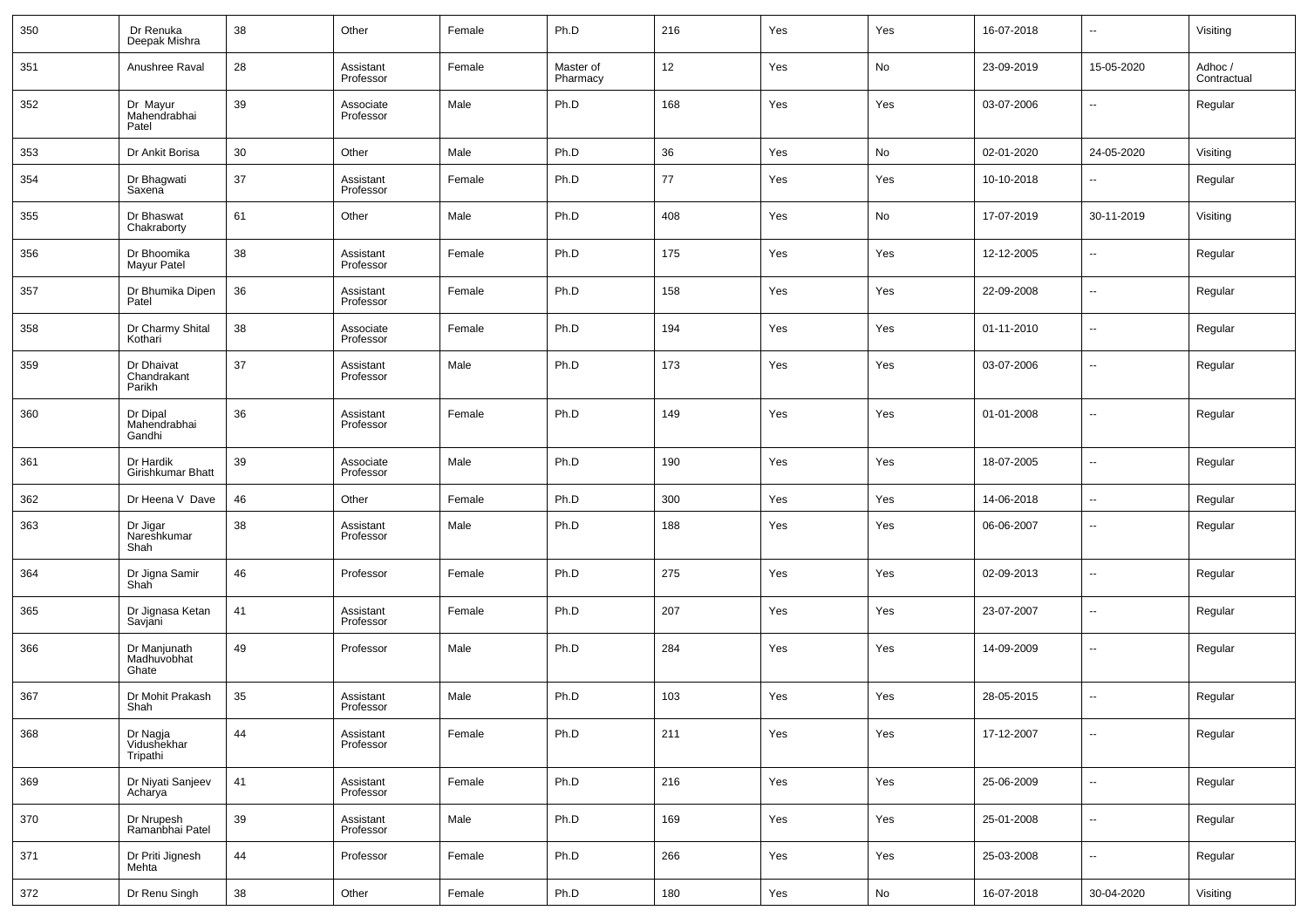| 350 | Dr Renuka Deepak Mishra | 38 | Other | Female | Ph.D | 216 | Yes | Yes | 16-07-2018 | -- | Visiting |
|---|---|---|---|---|---|---|---|---|---|---|---|
| 351 | Anushree Raval | 28 | Assistant Professor | Female | Master of Pharmacy | 12 | Yes | No | 23-09-2019 | 15-05-2020 | Adhoc / Contractual |
| 352 | Dr Mayur Mahendrabhai Patel | 39 | Associate Professor | Male | Ph.D | 168 | Yes | Yes | 03-07-2006 | -- | Regular |
| 353 | Dr Ankit Borisa | 30 | Other | Male | Ph.D | 36 | Yes | No | 02-01-2020 | 24-05-2020 | Visiting |
| 354 | Dr Bhagwati Saxena | 37 | Assistant Professor | Female | Ph.D | 77 | Yes | Yes | 10-10-2018 | -- | Regular |
| 355 | Dr Bhaswat Chakraborty | 61 | Other | Male | Ph.D | 408 | Yes | No | 17-07-2019 | 30-11-2019 | Visiting |
| 356 | Dr Bhoomika Mayur Patel | 38 | Assistant Professor | Female | Ph.D | 175 | Yes | Yes | 12-12-2005 | -- | Regular |
| 357 | Dr Bhumika Dipen Patel | 36 | Assistant Professor | Female | Ph.D | 158 | Yes | Yes | 22-09-2008 | -- | Regular |
| 358 | Dr Charmy Shital Kothari | 38 | Associate Professor | Female | Ph.D | 194 | Yes | Yes | 01-11-2010 | -- | Regular |
| 359 | Dr Dhaivat Chandrakant Parikh | 37 | Assistant Professor | Male | Ph.D | 173 | Yes | Yes | 03-07-2006 | -- | Regular |
| 360 | Dr Dipal Mahendrabhai Gandhi | 36 | Assistant Professor | Female | Ph.D | 149 | Yes | Yes | 01-01-2008 | -- | Regular |
| 361 | Dr Hardik Girishkumar Bhatt | 39 | Associate Professor | Male | Ph.D | 190 | Yes | Yes | 18-07-2005 | -- | Regular |
| 362 | Dr Heena V Dave | 46 | Other | Female | Ph.D | 300 | Yes | Yes | 14-06-2018 | -- | Regular |
| 363 | Dr Jigar Nareshkumar Shah | 38 | Assistant Professor | Male | Ph.D | 188 | Yes | Yes | 06-06-2007 | -- | Regular |
| 364 | Dr Jigna Samir Shah | 46 | Professor | Female | Ph.D | 275 | Yes | Yes | 02-09-2013 | -- | Regular |
| 365 | Dr Jignasa Ketan Savjani | 41 | Assistant Professor | Female | Ph.D | 207 | Yes | Yes | 23-07-2007 | -- | Regular |
| 366 | Dr Manjunath Madhuvobhat Ghate | 49 | Professor | Male | Ph.D | 284 | Yes | Yes | 14-09-2009 | -- | Regular |
| 367 | Dr Mohit Prakash Shah | 35 | Assistant Professor | Male | Ph.D | 103 | Yes | Yes | 28-05-2015 | -- | Regular |
| 368 | Dr Nagja Vidushekhar Tripathi | 44 | Assistant Professor | Female | Ph.D | 211 | Yes | Yes | 17-12-2007 | -- | Regular |
| 369 | Dr Niyati Sanjeev Acharya | 41 | Assistant Professor | Female | Ph.D | 216 | Yes | Yes | 25-06-2009 | -- | Regular |
| 370 | Dr Nrupesh Ramanbhai Patel | 39 | Assistant Professor | Male | Ph.D | 169 | Yes | Yes | 25-01-2008 | -- | Regular |
| 371 | Dr Priti Jignesh Mehta | 44 | Professor | Female | Ph.D | 266 | Yes | Yes | 25-03-2008 | -- | Regular |
| 372 | Dr Renu Singh | 38 | Other | Female | Ph.D | 180 | Yes | No | 16-07-2018 | 30-04-2020 | Visiting |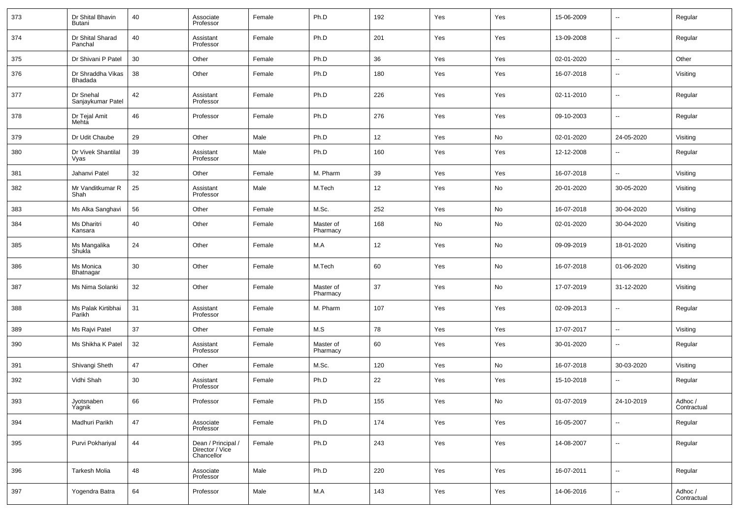| 373 | Dr Shital Bhavin Butani | 40 | Associate Professor | Female | Ph.D | 192 | Yes | Yes | 15-06-2009 | -- | Regular |
|---|---|---|---|---|---|---|---|---|---|---|---|
| 374 | Dr Shital Sharad Panchal | 40 | Assistant Professor | Female | Ph.D | 201 | Yes | Yes | 13-09-2008 | -- | Regular |
| 375 | Dr Shivani P Patel | 30 | Other | Female | Ph.D | 36 | Yes | Yes | 02-01-2020 | -- | Other |
| 376 | Dr Shraddha Vikas Bhadada | 38 | Other | Female | Ph.D | 180 | Yes | Yes | 16-07-2018 | -- | Visiting |
| 377 | Dr Snehal Sanjaykumar Patel | 42 | Assistant Professor | Female | Ph.D | 226 | Yes | Yes | 02-11-2010 | -- | Regular |
| 378 | Dr Tejal Amit Mehta | 46 | Professor | Female | Ph.D | 276 | Yes | Yes | 09-10-2003 | -- | Regular |
| 379 | Dr Udit Chaube | 29 | Other | Male | Ph.D | 12 | Yes | No | 02-01-2020 | 24-05-2020 | Visiting |
| 380 | Dr Vivek Shantilal Vyas | 39 | Assistant Professor | Male | Ph.D | 160 | Yes | Yes | 12-12-2008 | -- | Regular |
| 381 | Jahanvi Patel | 32 | Other | Female | M. Pharm | 39 | Yes | Yes | 16-07-2018 | -- | Visiting |
| 382 | Mr Vanditkumar R Shah | 25 | Assistant Professor | Male | M.Tech | 12 | Yes | No | 20-01-2020 | 30-05-2020 | Visiting |
| 383 | Ms Alka Sanghavi | 56 | Other | Female | M.Sc. | 252 | Yes | No | 16-07-2018 | 30-04-2020 | Visiting |
| 384 | Ms Dharitri Kansara | 40 | Other | Female | Master of Pharmacy | 168 | No | No | 02-01-2020 | 30-04-2020 | Visiting |
| 385 | Ms Mangalika Shukla | 24 | Other | Female | M.A | 12 | Yes | No | 09-09-2019 | 18-01-2020 | Visiting |
| 386 | Ms Monica Bhatnagar | 30 | Other | Female | M.Tech | 60 | Yes | No | 16-07-2018 | 01-06-2020 | Visiting |
| 387 | Ms Nima Solanki | 32 | Other | Female | Master of Pharmacy | 37 | Yes | No | 17-07-2019 | 31-12-2020 | Visiting |
| 388 | Ms Palak Kirtibhai Parikh | 31 | Assistant Professor | Female | M. Pharm | 107 | Yes | Yes | 02-09-2013 | -- | Regular |
| 389 | Ms Rajvi Patel | 37 | Other | Female | M.S | 78 | Yes | Yes | 17-07-2017 | -- | Visiting |
| 390 | Ms Shikha K Patel | 32 | Assistant Professor | Female | Master of Pharmacy | 60 | Yes | Yes | 30-01-2020 | -- | Regular |
| 391 | Shivangi Sheth | 47 | Other | Female | M.Sc. | 120 | Yes | No | 16-07-2018 | 30-03-2020 | Visiting |
| 392 | Vidhi Shah | 30 | Assistant Professor | Female | Ph.D | 22 | Yes | Yes | 15-10-2018 | -- | Regular |
| 393 | Jyotsnaben Yagnik | 66 | Professor | Female | Ph.D | 155 | Yes | No | 01-07-2019 | 24-10-2019 | Adhoc / Contractual |
| 394 | Madhuri Parikh | 47 | Associate Professor | Female | Ph.D | 174 | Yes | Yes | 16-05-2007 | -- | Regular |
| 395 | Purvi Pokhariyal | 44 | Dean / Principal / Director / Vice Chancellor | Female | Ph.D | 243 | Yes | Yes | 14-08-2007 | -- | Regular |
| 396 | Tarkesh Molia | 48 | Associate Professor | Male | Ph.D | 220 | Yes | Yes | 16-07-2011 | -- | Regular |
| 397 | Yogendra Batra | 64 | Professor | Male | M.A | 143 | Yes | Yes | 14-06-2016 | -- | Adhoc / Contractual |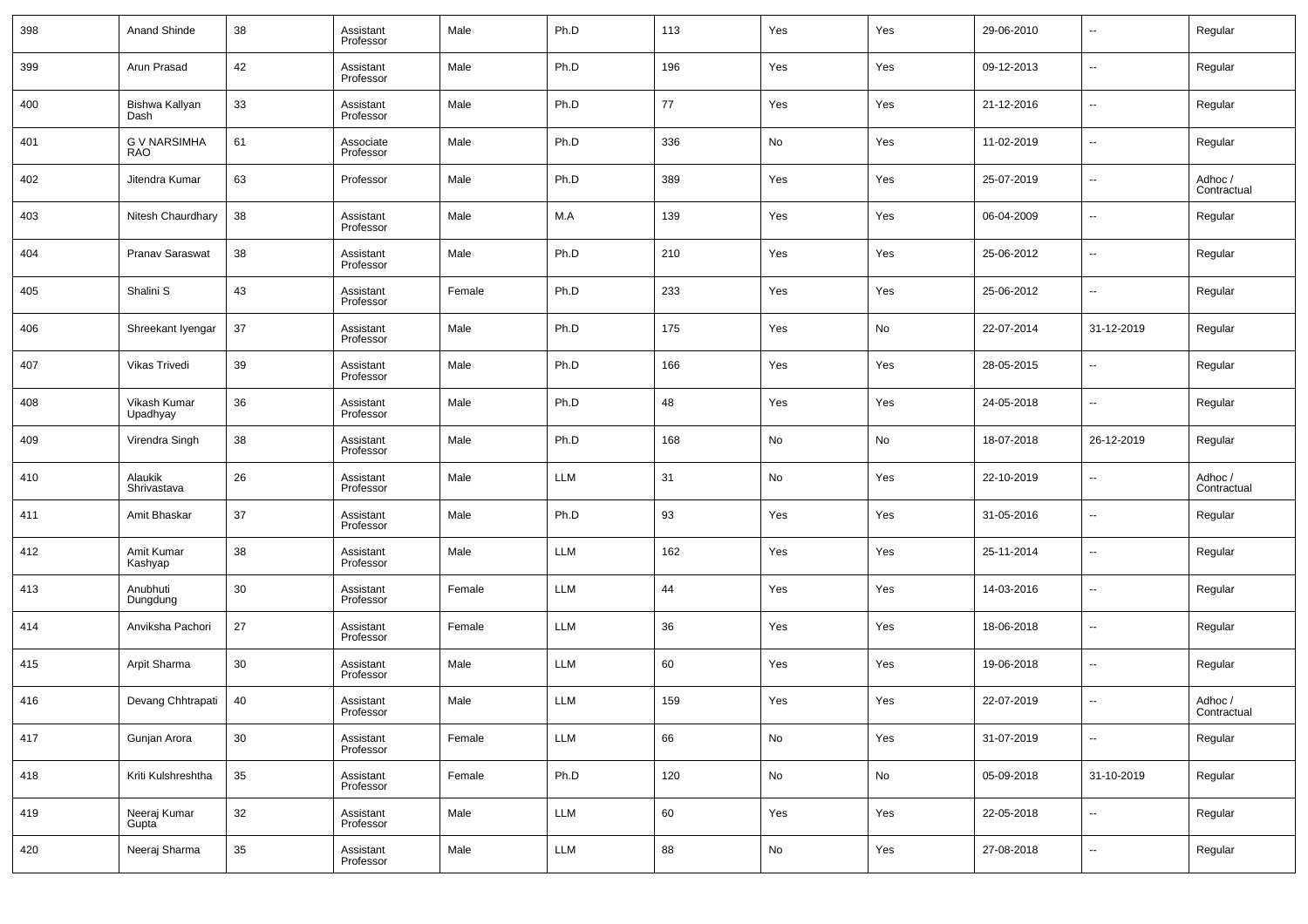| 398 | Anand Shinde | 38 | Assistant Professor | Male | Ph.D | 113 | Yes | Yes | 29-06-2010 | -- | Regular |
|---|---|---|---|---|---|---|---|---|---|---|---|
| 399 | Arun Prasad | 42 | Assistant Professor | Male | Ph.D | 196 | Yes | Yes | 09-12-2013 | -- | Regular |
| 400 | Bishwa Kallyan Dash | 33 | Assistant Professor | Male | Ph.D | 77 | Yes | Yes | 21-12-2016 | -- | Regular |
| 401 | G V NARSIMHA RAO | 61 | Associate Professor | Male | Ph.D | 336 | No | Yes | 11-02-2019 | -- | Regular |
| 402 | Jitendra Kumar | 63 | Professor | Male | Ph.D | 389 | Yes | Yes | 25-07-2019 | -- | Adhoc / Contractual |
| 403 | Nitesh Chaurdhary | 38 | Assistant Professor | Male | M.A | 139 | Yes | Yes | 06-04-2009 | -- | Regular |
| 404 | Pranav Saraswat | 38 | Assistant Professor | Male | Ph.D | 210 | Yes | Yes | 25-06-2012 | -- | Regular |
| 405 | Shalini S | 43 | Assistant Professor | Female | Ph.D | 233 | Yes | Yes | 25-06-2012 | -- | Regular |
| 406 | Shreekant Iyengar | 37 | Assistant Professor | Male | Ph.D | 175 | Yes | No | 22-07-2014 | 31-12-2019 | Regular |
| 407 | Vikas Trivedi | 39 | Assistant Professor | Male | Ph.D | 166 | Yes | Yes | 28-05-2015 | -- | Regular |
| 408 | Vikash Kumar Upadhyay | 36 | Assistant Professor | Male | Ph.D | 48 | Yes | Yes | 24-05-2018 | -- | Regular |
| 409 | Virendra Singh | 38 | Assistant Professor | Male | Ph.D | 168 | No | No | 18-07-2018 | 26-12-2019 | Regular |
| 410 | Alaukik Shrivastava | 26 | Assistant Professor | Male | LLM | 31 | No | Yes | 22-10-2019 | -- | Adhoc / Contractual |
| 411 | Amit Bhaskar | 37 | Assistant Professor | Male | Ph.D | 93 | Yes | Yes | 31-05-2016 | -- | Regular |
| 412 | Amit Kumar Kashyap | 38 | Assistant Professor | Male | LLM | 162 | Yes | Yes | 25-11-2014 | -- | Regular |
| 413 | Anubhuti Dungdung | 30 | Assistant Professor | Female | LLM | 44 | Yes | Yes | 14-03-2016 | -- | Regular |
| 414 | Anviksha Pachori | 27 | Assistant Professor | Female | LLM | 36 | Yes | Yes | 18-06-2018 | -- | Regular |
| 415 | Arpit Sharma | 30 | Assistant Professor | Male | LLM | 60 | Yes | Yes | 19-06-2018 | -- | Regular |
| 416 | Devang Chhtrapati | 40 | Assistant Professor | Male | LLM | 159 | Yes | Yes | 22-07-2019 | -- | Adhoc / Contractual |
| 417 | Gunjan Arora | 30 | Assistant Professor | Female | LLM | 66 | No | Yes | 31-07-2019 | -- | Regular |
| 418 | Kriti Kulshreshtha | 35 | Assistant Professor | Female | Ph.D | 120 | No | No | 05-09-2018 | 31-10-2019 | Regular |
| 419 | Neeraj Kumar Gupta | 32 | Assistant Professor | Male | LLM | 60 | Yes | Yes | 22-05-2018 | -- | Regular |
| 420 | Neeraj Sharma | 35 | Assistant Professor | Male | LLM | 88 | No | Yes | 27-08-2018 | -- | Regular |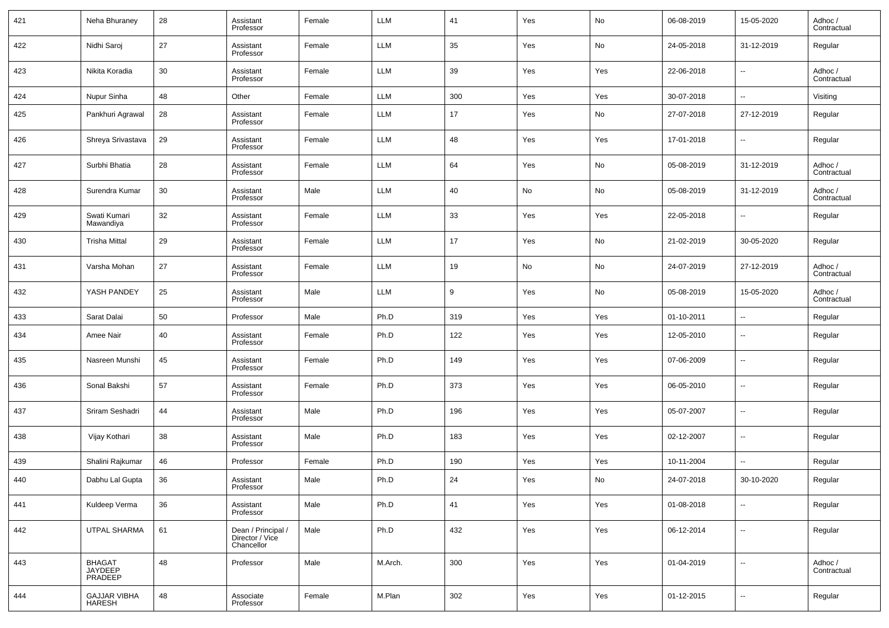| 421 | Neha Bhuraney | 28 | Assistant Professor | Female | LLM | 41 | Yes | No | 06-08-2019 | 15-05-2020 | Adhoc / Contractual |
|---|---|---|---|---|---|---|---|---|---|---|---|
| 422 | Nidhi Saroj | 27 | Assistant Professor | Female | LLM | 35 | Yes | No | 24-05-2018 | 31-12-2019 | Regular |
| 423 | Nikita Koradia | 30 | Assistant Professor | Female | LLM | 39 | Yes | Yes | 22-06-2018 | -- | Adhoc / Contractual |
| 424 | Nupur Sinha | 48 | Other | Female | LLM | 300 | Yes | Yes | 30-07-2018 | -- | Visiting |
| 425 | Pankhuri Agrawal | 28 | Assistant Professor | Female | LLM | 17 | Yes | No | 27-07-2018 | 27-12-2019 | Regular |
| 426 | Shreya Srivastava | 29 | Assistant Professor | Female | LLM | 48 | Yes | Yes | 17-01-2018 | -- | Regular |
| 427 | Surbhi Bhatia | 28 | Assistant Professor | Female | LLM | 64 | Yes | No | 05-08-2019 | 31-12-2019 | Adhoc / Contractual |
| 428 | Surendra Kumar | 30 | Assistant Professor | Male | LLM | 40 | No | No | 05-08-2019 | 31-12-2019 | Adhoc / Contractual |
| 429 | Swati Kumari Mawandiya | 32 | Assistant Professor | Female | LLM | 33 | Yes | Yes | 22-05-2018 | -- | Regular |
| 430 | Trisha Mittal | 29 | Assistant Professor | Female | LLM | 17 | Yes | No | 21-02-2019 | 30-05-2020 | Regular |
| 431 | Varsha Mohan | 27 | Assistant Professor | Female | LLM | 19 | No | No | 24-07-2019 | 27-12-2019 | Adhoc / Contractual |
| 432 | YASH PANDEY | 25 | Assistant Professor | Male | LLM | 9 | Yes | No | 05-08-2019 | 15-05-2020 | Adhoc / Contractual |
| 433 | Sarat Dalai | 50 | Professor | Male | Ph.D | 319 | Yes | Yes | 01-10-2011 | -- | Regular |
| 434 | Amee Nair | 40 | Assistant Professor | Female | Ph.D | 122 | Yes | Yes | 12-05-2010 | -- | Regular |
| 435 | Nasreen Munshi | 45 | Assistant Professor | Female | Ph.D | 149 | Yes | Yes | 07-06-2009 | -- | Regular |
| 436 | Sonal Bakshi | 57 | Assistant Professor | Female | Ph.D | 373 | Yes | Yes | 06-05-2010 | -- | Regular |
| 437 | Sriram Seshadri | 44 | Assistant Professor | Male | Ph.D | 196 | Yes | Yes | 05-07-2007 | -- | Regular |
| 438 | Vijay Kothari | 38 | Assistant Professor | Male | Ph.D | 183 | Yes | Yes | 02-12-2007 | -- | Regular |
| 439 | Shalini Rajkumar | 46 | Professor | Female | Ph.D | 190 | Yes | Yes | 10-11-2004 | -- | Regular |
| 440 | Dabhu Lal Gupta | 36 | Assistant Professor | Male | Ph.D | 24 | Yes | No | 24-07-2018 | 30-10-2020 | Regular |
| 441 | Kuldeep Verma | 36 | Assistant Professor | Male | Ph.D | 41 | Yes | Yes | 01-08-2018 | -- | Regular |
| 442 | UTPAL SHARMA | 61 | Dean / Principal / Director / Vice Chancellor | Male | Ph.D | 432 | Yes | Yes | 06-12-2014 | -- | Regular |
| 443 | BHAGAT JAYDEEP PRADEEP | 48 | Professor | Male | M.Arch. | 300 | Yes | Yes | 01-04-2019 | -- | Adhoc / Contractual |
| 444 | GAJJAR VIBHA HARESH | 48 | Associate Professor | Female | M.Plan | 302 | Yes | Yes | 01-12-2015 | -- | Regular |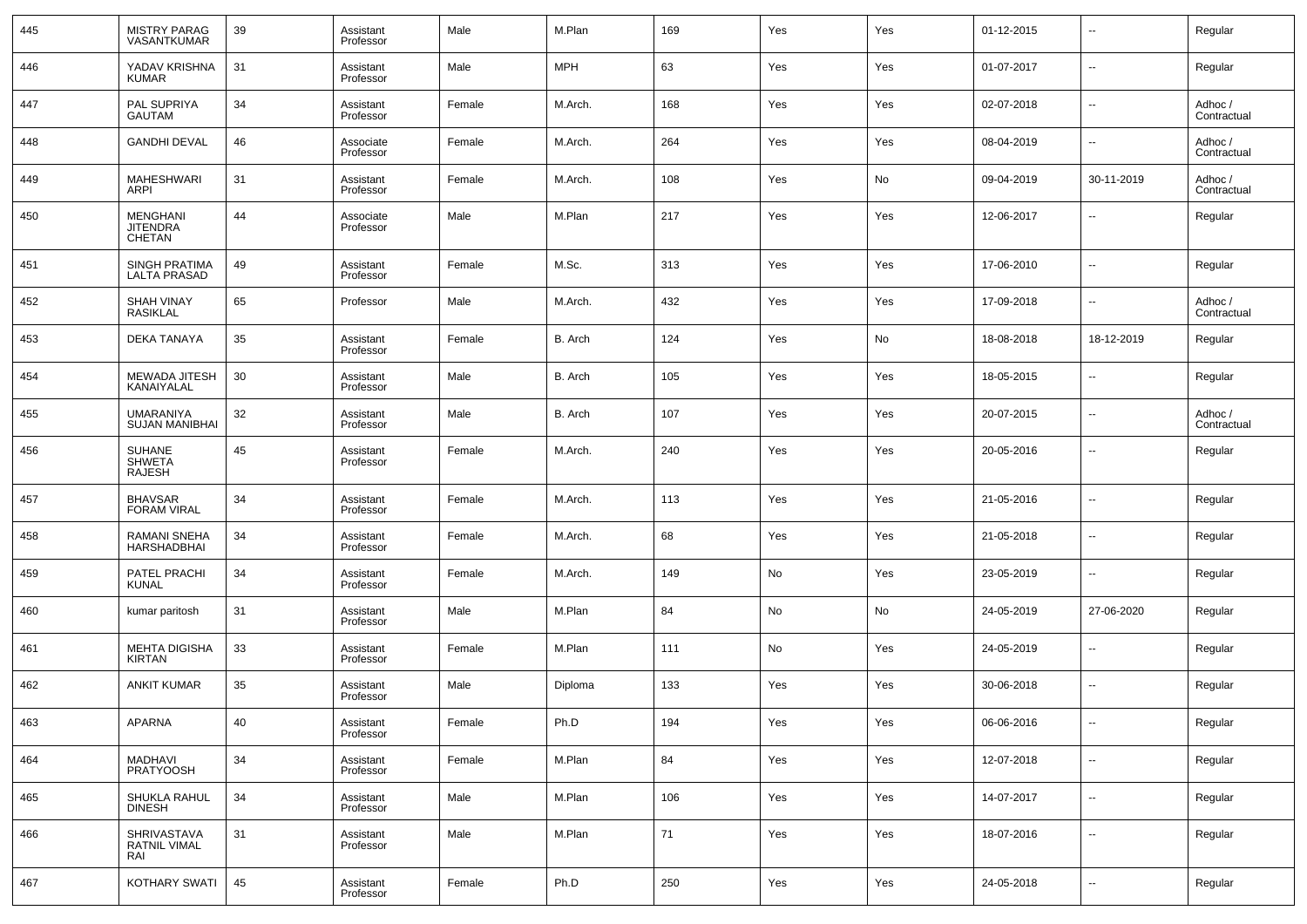| 445 | MISTRY PARAG VASANTKUMAR | 39 | Assistant Professor | Male | M.Plan | 169 | Yes | Yes | 01-12-2015 | -- | Regular |
|---|---|---|---|---|---|---|---|---|---|---|---|
| 446 | YADAV KRISHNA KUMAR | 31 | Assistant Professor | Male | MPH | 63 | Yes | Yes | 01-07-2017 | -- | Regular |
| 447 | PAL SUPRIYA GAUTAM | 34 | Assistant Professor | Female | M.Arch. | 168 | Yes | Yes | 02-07-2018 | -- | Adhoc / Contractual |
| 448 | GANDHI DEVAL | 46 | Associate Professor | Female | M.Arch. | 264 | Yes | Yes | 08-04-2019 | -- | Adhoc / Contractual |
| 449 | MAHESHWARI ARPI | 31 | Assistant Professor | Female | M.Arch. | 108 | Yes | No | 09-04-2019 | 30-11-2019 | Adhoc / Contractual |
| 450 | MENGHANI JITENDRA CHETAN | 44 | Associate Professor | Male | M.Plan | 217 | Yes | Yes | 12-06-2017 | -- | Regular |
| 451 | SINGH PRATIMA LALTA PRASAD | 49 | Assistant Professor | Female | M.Sc. | 313 | Yes | Yes | 17-06-2010 | -- | Regular |
| 452 | SHAH VINAY RASIKLAL | 65 | Professor | Male | M.Arch. | 432 | Yes | Yes | 17-09-2018 | -- | Adhoc / Contractual |
| 453 | DEKA TANAYA | 35 | Assistant Professor | Female | B. Arch | 124 | Yes | No | 18-08-2018 | 18-12-2019 | Regular |
| 454 | MEWADA JITESH KANAIYALAL | 30 | Assistant Professor | Male | B. Arch | 105 | Yes | Yes | 18-05-2015 | -- | Regular |
| 455 | UMARANIYA SUJAN MANIBHAI | 32 | Assistant Professor | Male | B. Arch | 107 | Yes | Yes | 20-07-2015 | -- | Adhoc / Contractual |
| 456 | SUHANE SHWETA RAJESH | 45 | Assistant Professor | Female | M.Arch. | 240 | Yes | Yes | 20-05-2016 | -- | Regular |
| 457 | BHAVSAR FORAM VIRAL | 34 | Assistant Professor | Female | M.Arch. | 113 | Yes | Yes | 21-05-2016 | -- | Regular |
| 458 | RAMANI SNEHA HARSHADBHAI | 34 | Assistant Professor | Female | M.Arch. | 68 | Yes | Yes | 21-05-2018 | -- | Regular |
| 459 | PATEL PRACHI KUNAL | 34 | Assistant Professor | Female | M.Arch. | 149 | No | Yes | 23-05-2019 | -- | Regular |
| 460 | kumar paritosh | 31 | Assistant Professor | Male | M.Plan | 84 | No | No | 24-05-2019 | 27-06-2020 | Regular |
| 461 | MEHTA DIGISHA KIRTAN | 33 | Assistant Professor | Female | M.Plan | 111 | No | Yes | 24-05-2019 | -- | Regular |
| 462 | ANKIT KUMAR | 35 | Assistant Professor | Male | Diploma | 133 | Yes | Yes | 30-06-2018 | -- | Regular |
| 463 | APARNA | 40 | Assistant Professor | Female | Ph.D | 194 | Yes | Yes | 06-06-2016 | -- | Regular |
| 464 | MADHAVI PRATYOOSH | 34 | Assistant Professor | Female | M.Plan | 84 | Yes | Yes | 12-07-2018 | -- | Regular |
| 465 | SHUKLA RAHUL DINESH | 34 | Assistant Professor | Male | M.Plan | 106 | Yes | Yes | 14-07-2017 | -- | Regular |
| 466 | SHRIVASTAVA RATNIL VIMAL RAI | 31 | Assistant Professor | Male | M.Plan | 71 | Yes | Yes | 18-07-2016 | -- | Regular |
| 467 | KOTHARY SWATI | 45 | Assistant Professor | Female | Ph.D | 250 | Yes | Yes | 24-05-2018 | -- | Regular |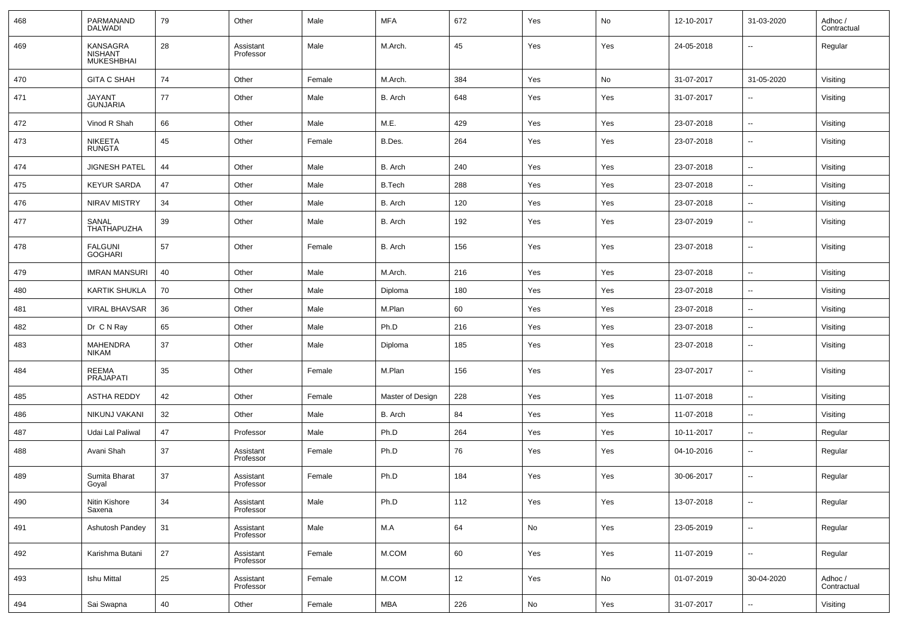| 468 | PARMANAND DALWADI | 79 | Other | Male | MFA | 672 | Yes | No | 12-10-2017 | 31-03-2020 | Adhoc / Contractual |
|---|---|---|---|---|---|---|---|---|---|---|---|
| 469 | KANSAGRA NISHANT MUKESHBHAI | 28 | Assistant Professor | Male | M.Arch. | 45 | Yes | Yes | 24-05-2018 | -- | Regular |
| 470 | GITA C SHAH | 74 | Other | Female | M.Arch. | 384 | Yes | No | 31-07-2017 | 31-05-2020 | Visiting |
| 471 | JAYANT GUNJARIA | 77 | Other | Male | B. Arch | 648 | Yes | Yes | 31-07-2017 | -- | Visiting |
| 472 | Vinod R Shah | 66 | Other | Male | M.E. | 429 | Yes | Yes | 23-07-2018 | -- | Visiting |
| 473 | NIKEETA RUNGTA | 45 | Other | Female | B.Des. | 264 | Yes | Yes | 23-07-2018 | -- | Visiting |
| 474 | JIGNESH PATEL | 44 | Other | Male | B. Arch | 240 | Yes | Yes | 23-07-2018 | -- | Visiting |
| 475 | KEYUR SARDA | 47 | Other | Male | B.Tech | 288 | Yes | Yes | 23-07-2018 | -- | Visiting |
| 476 | NIRAV MISTRY | 34 | Other | Male | B. Arch | 120 | Yes | Yes | 23-07-2018 | -- | Visiting |
| 477 | SANAL THATHAPUZHA | 39 | Other | Male | B. Arch | 192 | Yes | Yes | 23-07-2019 | -- | Visiting |
| 478 | FALGUNI GOGHARI | 57 | Other | Female | B. Arch | 156 | Yes | Yes | 23-07-2018 | -- | Visiting |
| 479 | IMRAN MANSURI | 40 | Other | Male | M.Arch. | 216 | Yes | Yes | 23-07-2018 | -- | Visiting |
| 480 | KARTIK SHUKLA | 70 | Other | Male | Diploma | 180 | Yes | Yes | 23-07-2018 | -- | Visiting |
| 481 | VIRAL BHAVSAR | 36 | Other | Male | M.Plan | 60 | Yes | Yes | 23-07-2018 | -- | Visiting |
| 482 | Dr C N Ray | 65 | Other | Male | Ph.D | 216 | Yes | Yes | 23-07-2018 | -- | Visiting |
| 483 | MAHENDRA NIKAM | 37 | Other | Male | Diploma | 185 | Yes | Yes | 23-07-2018 | -- | Visiting |
| 484 | REEMA PRAJAPATI | 35 | Other | Female | M.Plan | 156 | Yes | Yes | 23-07-2017 | -- | Visiting |
| 485 | ASTHA REDDY | 42 | Other | Female | Master of Design | 228 | Yes | Yes | 11-07-2018 | -- | Visiting |
| 486 | NIKUNJ VAKANI | 32 | Other | Male | B. Arch | 84 | Yes | Yes | 11-07-2018 | -- | Visiting |
| 487 | Udai Lal Paliwal | 47 | Professor | Male | Ph.D | 264 | Yes | Yes | 10-11-2017 | -- | Regular |
| 488 | Avani Shah | 37 | Assistant Professor | Female | Ph.D | 76 | Yes | Yes | 04-10-2016 | -- | Regular |
| 489 | Sumita Bharat Goyal | 37 | Assistant Professor | Female | Ph.D | 184 | Yes | Yes | 30-06-2017 | -- | Regular |
| 490 | Nitin Kishore Saxena | 34 | Assistant Professor | Male | Ph.D | 112 | Yes | Yes | 13-07-2018 | -- | Regular |
| 491 | Ashutosh Pandey | 31 | Assistant Professor | Male | M.A | 64 | No | Yes | 23-05-2019 | -- | Regular |
| 492 | Karishma Butani | 27 | Assistant Professor | Female | M.COM | 60 | Yes | Yes | 11-07-2019 | -- | Regular |
| 493 | Ishu Mittal | 25 | Assistant Professor | Female | M.COM | 12 | Yes | No | 01-07-2019 | 30-04-2020 | Adhoc / Contractual |
| 494 | Sai Swapna | 40 | Other | Female | MBA | 226 | No | Yes | 31-07-2017 | -- | Visiting |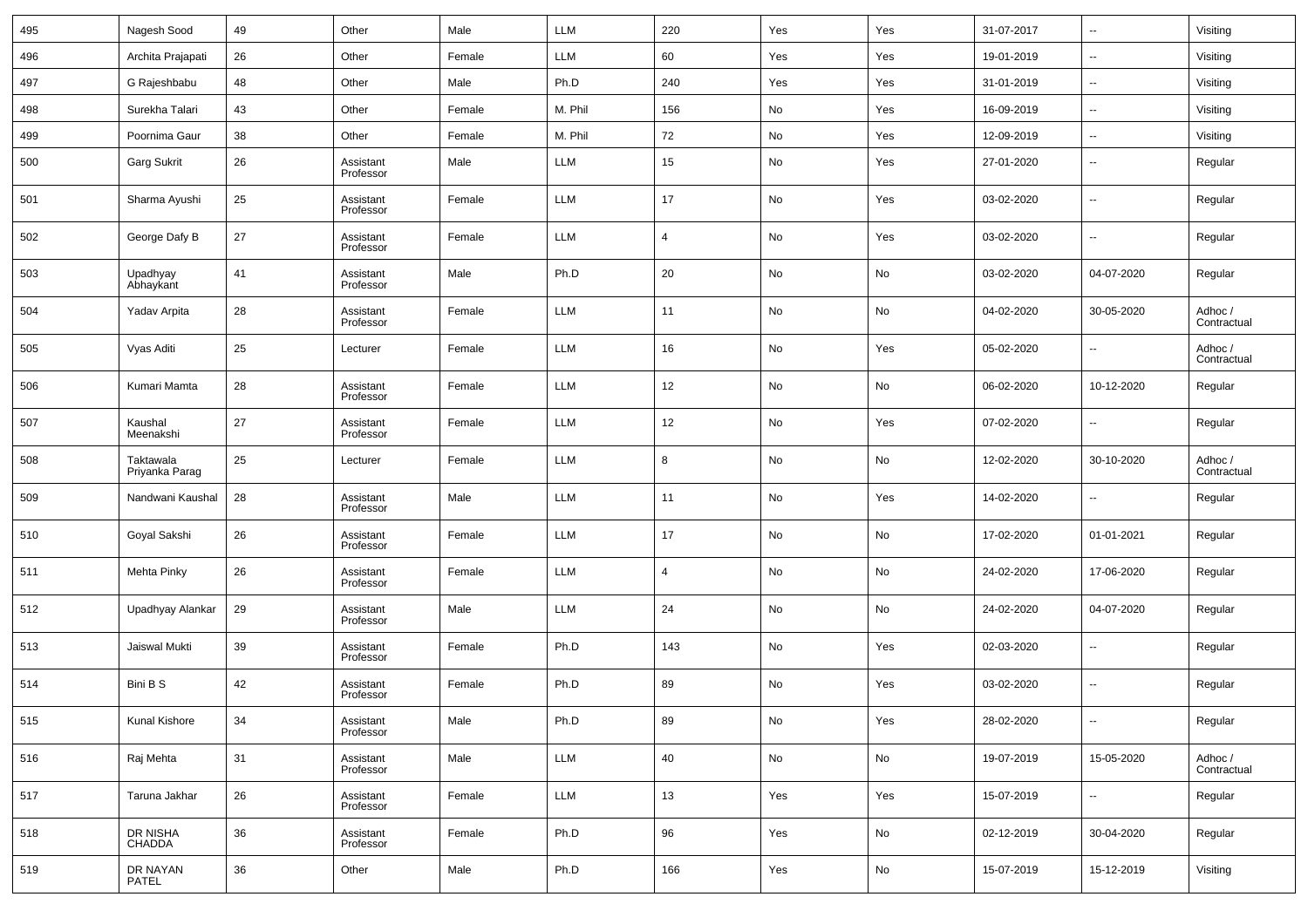| 495 | Nagesh Sood | 49 | Other | Male | LLM | 220 | Yes | Yes | 31-07-2017 | -- | Visiting |
|---|---|---|---|---|---|---|---|---|---|---|---|
| 496 | Archita Prajapati | 26 | Other | Female | LLM | 60 | Yes | Yes | 19-01-2019 | -- | Visiting |
| 497 | G Rajeshbabu | 48 | Other | Male | Ph.D | 240 | Yes | Yes | 31-01-2019 | -- | Visiting |
| 498 | Surekha Talari | 43 | Other | Female | M. Phil | 156 | No | Yes | 16-09-2019 | -- | Visiting |
| 499 | Poornima Gaur | 38 | Other | Female | M. Phil | 72 | No | Yes | 12-09-2019 | -- | Visiting |
| 500 | Garg Sukrit | 26 | Assistant Professor | Male | LLM | 15 | No | Yes | 27-01-2020 | -- | Regular |
| 501 | Sharma Ayushi | 25 | Assistant Professor | Female | LLM | 17 | No | Yes | 03-02-2020 | -- | Regular |
| 502 | George Dafy B | 27 | Assistant Professor | Female | LLM | 4 | No | Yes | 03-02-2020 | -- | Regular |
| 503 | Upadhyay Abhaykant | 41 | Assistant Professor | Male | Ph.D | 20 | No | No | 03-02-2020 | 04-07-2020 | Regular |
| 504 | Yadav Arpita | 28 | Assistant Professor | Female | LLM | 11 | No | No | 04-02-2020 | 30-05-2020 | Adhoc / Contractual |
| 505 | Vyas Aditi | 25 | Lecturer | Female | LLM | 16 | No | Yes | 05-02-2020 | -- | Adhoc / Contractual |
| 506 | Kumari Mamta | 28 | Assistant Professor | Female | LLM | 12 | No | No | 06-02-2020 | 10-12-2020 | Regular |
| 507 | Kaushal Meenakshi | 27 | Assistant Professor | Female | LLM | 12 | No | Yes | 07-02-2020 | -- | Regular |
| 508 | Taktawala Priyanka Parag | 25 | Lecturer | Female | LLM | 8 | No | No | 12-02-2020 | 30-10-2020 | Adhoc / Contractual |
| 509 | Nandwani Kaushal | 28 | Assistant Professor | Male | LLM | 11 | No | Yes | 14-02-2020 | -- | Regular |
| 510 | Goyal Sakshi | 26 | Assistant Professor | Female | LLM | 17 | No | No | 17-02-2020 | 01-01-2021 | Regular |
| 511 | Mehta Pinky | 26 | Assistant Professor | Female | LLM | 4 | No | No | 24-02-2020 | 17-06-2020 | Regular |
| 512 | Upadhyay Alankar | 29 | Assistant Professor | Male | LLM | 24 | No | No | 24-02-2020 | 04-07-2020 | Regular |
| 513 | Jaiswal Mukti | 39 | Assistant Professor | Female | Ph.D | 143 | No | Yes | 02-03-2020 | -- | Regular |
| 514 | Bini B S | 42 | Assistant Professor | Female | Ph.D | 89 | No | Yes | 03-02-2020 | -- | Regular |
| 515 | Kunal Kishore | 34 | Assistant Professor | Male | Ph.D | 89 | No | Yes | 28-02-2020 | -- | Regular |
| 516 | Raj Mehta | 31 | Assistant Professor | Male | LLM | 40 | No | No | 19-07-2019 | 15-05-2020 | Adhoc / Contractual |
| 517 | Taruna Jakhar | 26 | Assistant Professor | Female | LLM | 13 | Yes | Yes | 15-07-2019 | -- | Regular |
| 518 | DR NISHA CHADDA | 36 | Assistant Professor | Female | Ph.D | 96 | Yes | No | 02-12-2019 | 30-04-2020 | Regular |
| 519 | DR NAYAN PATEL | 36 | Other | Male | Ph.D | 166 | Yes | No | 15-07-2019 | 15-12-2019 | Visiting |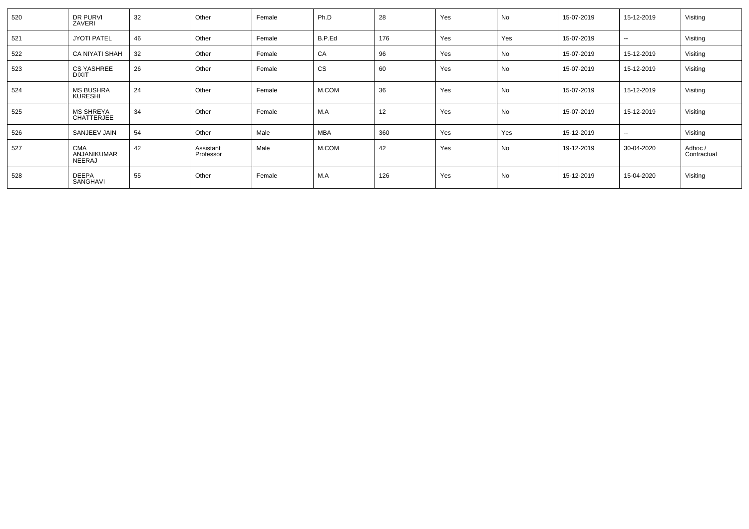| | | | | | | | | | | | |
|---|---|---|---|---|---|---|---|---|---|---|---|
| 520 | DR PURVI ZAVERI | 32 | Other | Female | Ph.D | 28 | Yes | No | 15-07-2019 | 15-12-2019 | Visiting |
| 521 | JYOTI PATEL | 46 | Other | Female | B.P.Ed | 176 | Yes | Yes | 15-07-2019 | -- | Visiting |
| 522 | CA NIYATI SHAH | 32 | Other | Female | CA | 96 | Yes | No | 15-07-2019 | 15-12-2019 | Visiting |
| 523 | CS YASHREE DIXIT | 26 | Other | Female | CS | 60 | Yes | No | 15-07-2019 | 15-12-2019 | Visiting |
| 524 | MS BUSHRA KURESHI | 24 | Other | Female | M.COM | 36 | Yes | No | 15-07-2019 | 15-12-2019 | Visiting |
| 525 | MS SHREYA CHATTERJEE | 34 | Other | Female | M.A | 12 | Yes | No | 15-07-2019 | 15-12-2019 | Visiting |
| 526 | SANJEEV JAIN | 54 | Other | Male | MBA | 360 | Yes | Yes | 15-12-2019 | -- | Visiting |
| 527 | CMA ANJANIKUMAR NEERAJ | 42 | Assistant Professor | Male | M.COM | 42 | Yes | No | 19-12-2019 | 30-04-2020 | Adhoc / Contractual |
| 528 | DEEPA SANGHAVI | 55 | Other | Female | M.A | 126 | Yes | No | 15-12-2019 | 15-04-2020 | Visiting |